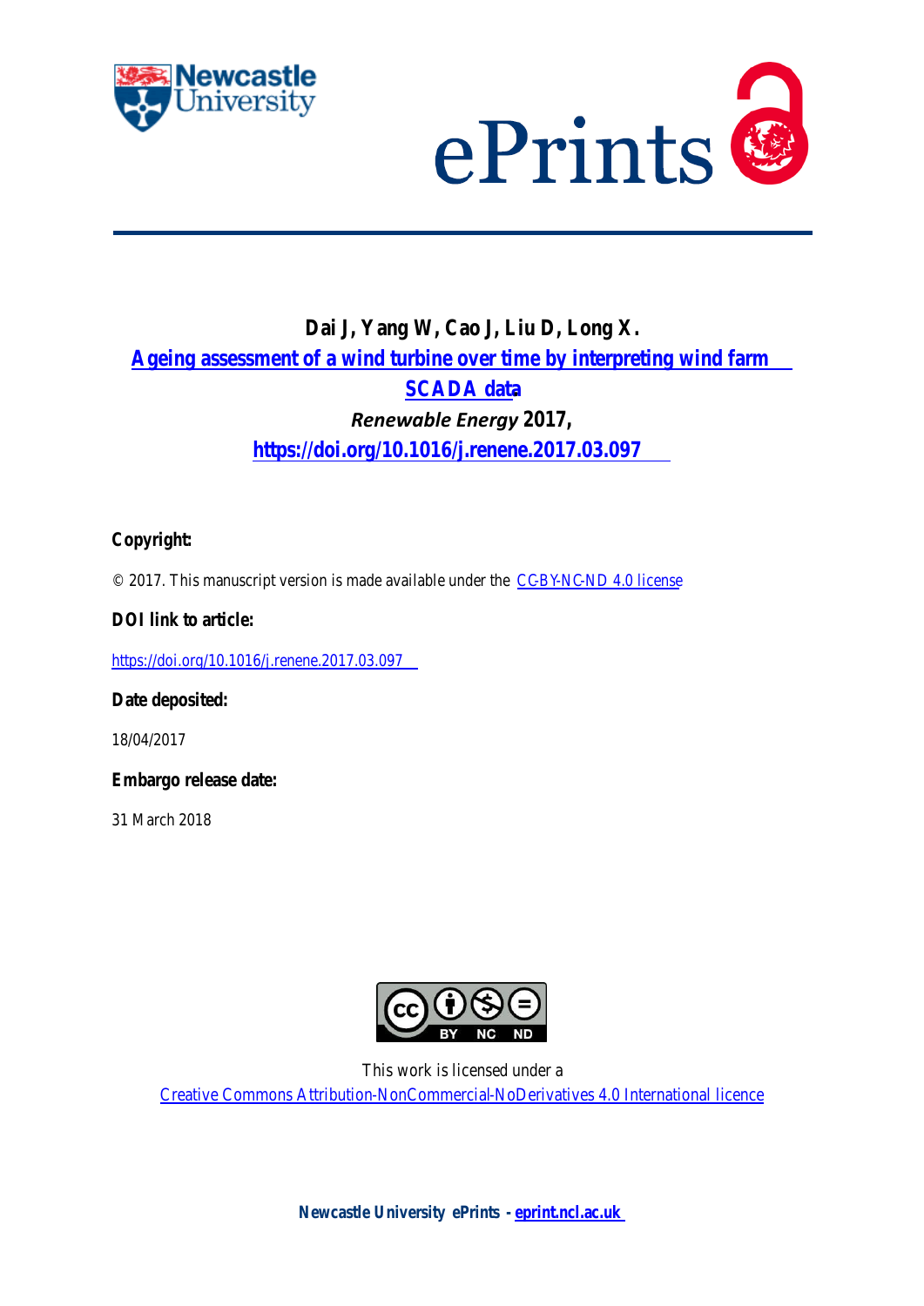**Dai J, Yang W, Cao J, Liu D, Long X.**

**Ageing assessment of a wind turbine over time by interpreting wind farm SCADA data**

*Renewable Energy* **2017**,

**https://doi.org/10.1016/j.renene.2017.03.097**

**Copyright:**

© 2017. This manuscript version is made available under the CC-BY-NC-ND 4.0 license

**DOI link to article:**

https://doi.org/10.1016/j.renene.2017.03.097

**Date deposited:**

18/04/2017

**Embargo release date:**

31 March 2018

This work is licensed under a

Creative Commons Attribution-NonCommercial-NoDerivatives 4.0 International licence

**Newcastle University ePrints - eprint.ncl.ac.uk**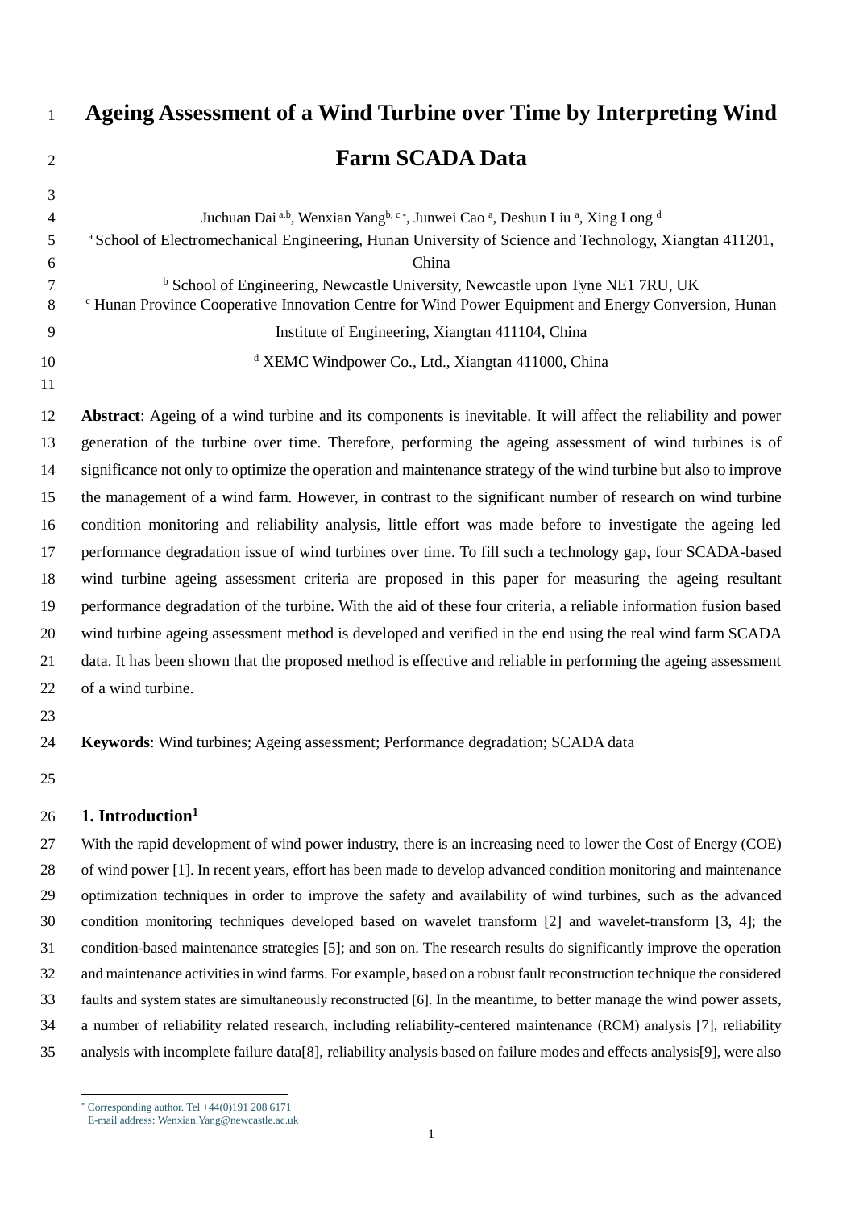# Ageing Assessment of a Wind Turbine over Time by Interpreting Wind Farm SCADA Data

Juchuan Dai [a,b], Wenxian Yang[b, c *], Junwei Cao [a], Deshun Liu [a], Xing Long [d]

[a] School of Electromechanical Engineering, Hunan University of Science and Technology, Xiangtan 411201, China

[b] School of Engineering, Newcastle University, Newcastle upon Tyne NE1 7RU, UK

[c] Hunan Province Cooperative Innovation Centre for Wind Power Equipment and Energy Conversion, Hunan Institute of Engineering, Xiangtan 411104, China

[d] XEMC Windpower Co., Ltd., Xiangtan 411000, China

**Abstract**: Ageing of a wind turbine and its components is inevitable. It will affect the reliability and power generation of the turbine over time. Therefore, performing the ageing assessment of wind turbines is of significance not only to optimize the operation and maintenance strategy of the wind turbine but also to improve the management of a wind farm. However, in contrast to the significant number of research on wind turbine condition monitoring and reliability analysis, little effort was made before to investigate the ageing led performance degradation issue of wind turbines over time. To fill such a technology gap, four SCADA-based wind turbine ageing assessment criteria are proposed in this paper for measuring the ageing resultant performance degradation of the turbine. With the aid of these four criteria, a reliable information fusion based wind turbine ageing assessment method is developed and verified in the end using the real wind farm SCADA data. It has been shown that the proposed method is effective and reliable in performing the ageing assessment of a wind turbine.

**Keywords**: Wind turbines; Ageing assessment; Performance degradation; SCADA data

## 1. Introduction[1]

With the rapid development of wind power industry, there is an increasing need to lower the Cost of Energy (COE) of wind power [1]. In recent years, effort has been made to develop advanced condition monitoring and maintenance optimization techniques in order to improve the safety and availability of wind turbines, such as the advanced condition monitoring techniques developed based on wavelet transform [2] and wavelet-transform [3, 4]; the condition-based maintenance strategies [5]; and son on. The research results do significantly improve the operation and maintenance activities in wind farms. For example, based on a robust fault reconstruction technique the considered faults and system states are simultaneously reconstructed [6]. In the meantime, to better manage the wind power assets, a number of reliability related research, including reliability-centered maintenance (RCM) analysis [7], reliability analysis with incomplete failure data[8], reliability analysis based on failure modes and effects analysis[9], were also

---

[*] Corresponding author. Tel +44(0)191 208 6171
E-mail address: Wenxian.Yang@newcastle.ac.uk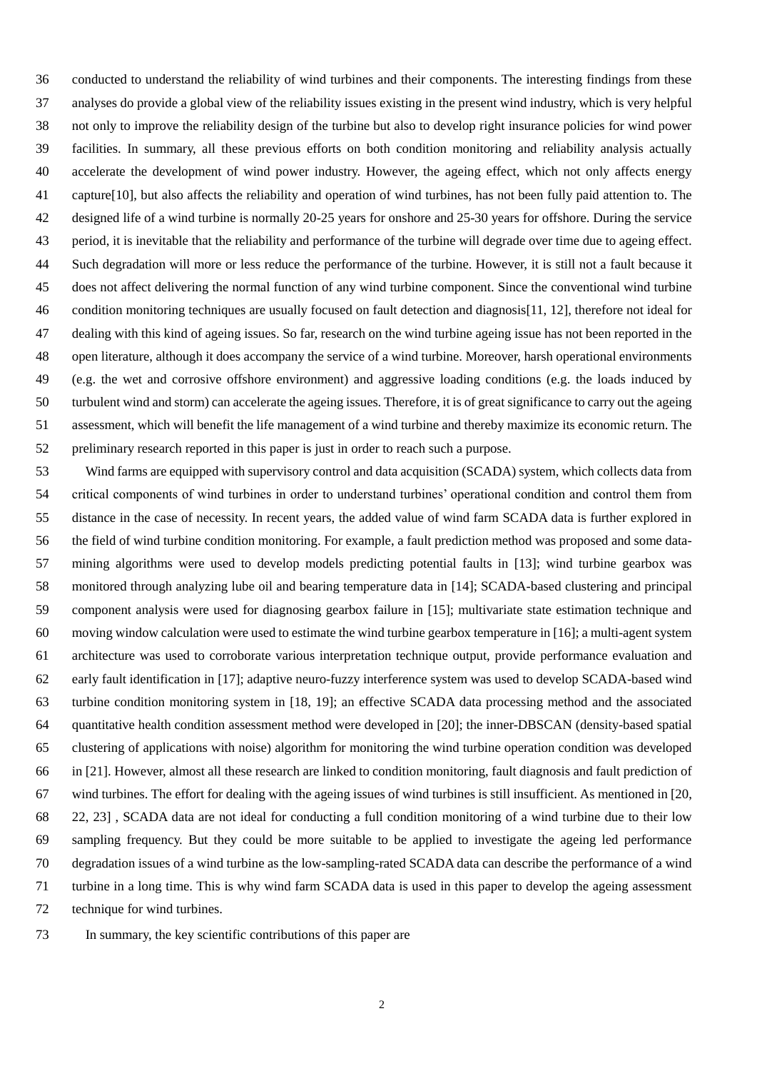conducted to understand the reliability of wind turbines and their components. The interesting findings from these analyses do provide a global view of the reliability issues existing in the present wind industry, which is very helpful not only to improve the reliability design of the turbine but also to develop right insurance policies for wind power facilities. In summary, all these previous efforts on both condition monitoring and reliability analysis actually accelerate the development of wind power industry. However, the ageing effect, which not only affects energy capture[10], but also affects the reliability and operation of wind turbines, has not been fully paid attention to. The designed life of a wind turbine is normally 20-25 years for onshore and 25-30 years for offshore. During the service period, it is inevitable that the reliability and performance of the turbine will degrade over time due to ageing effect. Such degradation will more or less reduce the performance of the turbine. However, it is still not a fault because it does not affect delivering the normal function of any wind turbine component. Since the conventional wind turbine condition monitoring techniques are usually focused on fault detection and diagnosis[11, 12], therefore not ideal for dealing with this kind of ageing issues. So far, research on the wind turbine ageing issue has not been reported in the open literature, although it does accompany the service of a wind turbine. Moreover, harsh operational environments (e.g. the wet and corrosive offshore environment) and aggressive loading conditions (e.g. the loads induced by turbulent wind and storm) can accelerate the ageing issues. Therefore, it is of great significance to carry out the ageing assessment, which will benefit the life management of a wind turbine and thereby maximize its economic return. The preliminary research reported in this paper is just in order to reach such a purpose.

Wind farms are equipped with supervisory control and data acquisition (SCADA) system, which collects data from critical components of wind turbines in order to understand turbines' operational condition and control them from distance in the case of necessity. In recent years, the added value of wind farm SCADA data is further explored in the field of wind turbine condition monitoring. For example, a fault prediction method was proposed and some data-mining algorithms were used to develop models predicting potential faults in [13]; wind turbine gearbox was monitored through analyzing lube oil and bearing temperature data in [14]; SCADA-based clustering and principal component analysis were used for diagnosing gearbox failure in [15]; multivariate state estimation technique and moving window calculation were used to estimate the wind turbine gearbox temperature in [16]; a multi-agent system architecture was used to corroborate various interpretation technique output, provide performance evaluation and early fault identification in [17]; adaptive neuro-fuzzy interference system was used to develop SCADA-based wind turbine condition monitoring system in [18, 19]; an effective SCADA data processing method and the associated quantitative health condition assessment method were developed in [20]; the inner-DBSCAN (density-based spatial clustering of applications with noise) algorithm for monitoring the wind turbine operation condition was developed in [21]. However, almost all these research are linked to condition monitoring, fault diagnosis and fault prediction of wind turbines. The effort for dealing with the ageing issues of wind turbines is still insufficient. As mentioned in [20, 22, 23] , SCADA data are not ideal for conducting a full condition monitoring of a wind turbine due to their low sampling frequency. But they could be more suitable to be applied to investigate the ageing led performance degradation issues of a wind turbine as the low-sampling-rated SCADA data can describe the performance of a wind turbine in a long time. This is why wind farm SCADA data is used in this paper to develop the ageing assessment technique for wind turbines.

In summary, the key scientific contributions of this paper are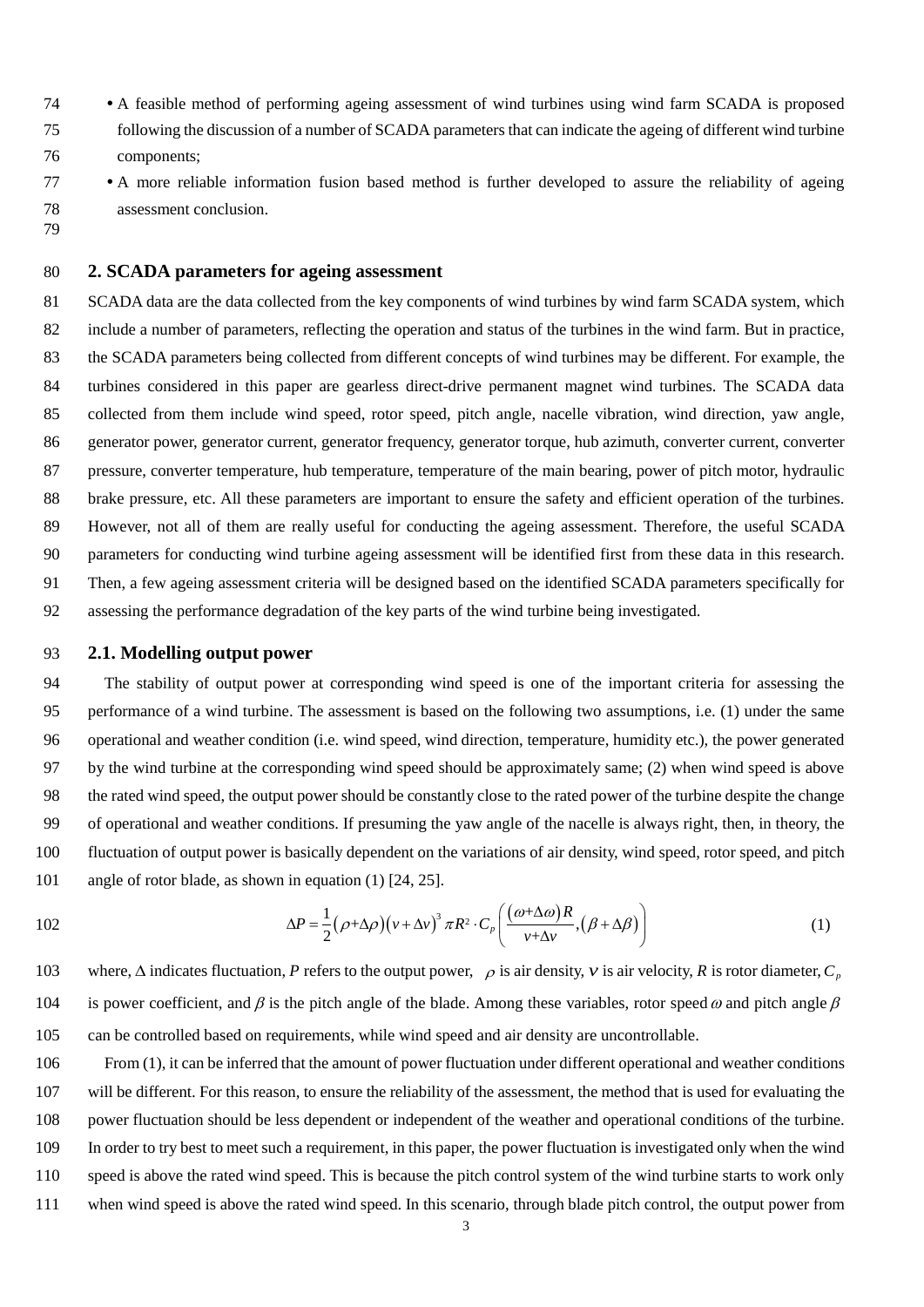- A feasible method of performing ageing assessment of wind turbines using wind farm SCADA is proposed following the discussion of a number of SCADA parameters that can indicate the ageing of different wind turbine components;
- A more reliable information fusion based method is further developed to assure the reliability of ageing assessment conclusion.

## 2. SCADA parameters for ageing assessment

SCADA data are the data collected from the key components of wind turbines by wind farm SCADA system, which include a number of parameters, reflecting the operation and status of the turbines in the wind farm. But in practice, the SCADA parameters being collected from different concepts of wind turbines may be different. For example, the turbines considered in this paper are gearless direct-drive permanent magnet wind turbines. The SCADA data collected from them include wind speed, rotor speed, pitch angle, nacelle vibration, wind direction, yaw angle, generator power, generator current, generator frequency, generator torque, hub azimuth, converter current, converter pressure, converter temperature, hub temperature, temperature of the main bearing, power of pitch motor, hydraulic brake pressure, etc. All these parameters are important to ensure the safety and efficient operation of the turbines. However, not all of them are really useful for conducting the ageing assessment. Therefore, the useful SCADA parameters for conducting wind turbine ageing assessment will be identified first from these data in this research. Then, a few ageing assessment criteria will be designed based on the identified SCADA parameters specifically for assessing the performance degradation of the key parts of the wind turbine being investigated.

### 2.1. Modelling output power

The stability of output power at corresponding wind speed is one of the important criteria for assessing the performance of a wind turbine. The assessment is based on the following two assumptions, i.e. (1) under the same operational and weather condition (i.e. wind speed, wind direction, temperature, humidity etc.), the power generated by the wind turbine at the corresponding wind speed should be approximately same; (2) when wind speed is above the rated wind speed, the output power should be constantly close to the rated power of the turbine despite the change of operational and weather conditions. If presuming the yaw angle of the nacelle is always right, then, in theory, the fluctuation of output power is basically dependent on the variations of air density, wind speed, rotor speed, and pitch angle of rotor blade, as shown in equation (1) [24, 25].

$$\Delta P = \frac{1}{2}\left(\rho+\Delta\rho\right)\left(v+\Delta v\right)^3 \pi R^2 \cdot C_p\left(\frac{\left(\omega+\Delta\omega\right)R}{v+\Delta v},\left(\beta+\Delta\beta\right)\right) \tag{1}$$

where, $\Delta$ indicates fluctuation, $P$ refers to the output power, $\rho$ is air density, $v$ is air velocity, $R$ is rotor diameter, $C_p$ is power coefficient, and $\beta$ is the pitch angle of the blade. Among these variables, rotor speed $\omega$ and pitch angle $\beta$ can be controlled based on requirements, while wind speed and air density are uncontrollable.

From (1), it can be inferred that the amount of power fluctuation under different operational and weather conditions will be different. For this reason, to ensure the reliability of the assessment, the method that is used for evaluating the power fluctuation should be less dependent or independent of the weather and operational conditions of the turbine. In order to try best to meet such a requirement, in this paper, the power fluctuation is investigated only when the wind speed is above the rated wind speed. This is because the pitch control system of the wind turbine starts to work only when wind speed is above the rated wind speed. In this scenario, through blade pitch control, the output power from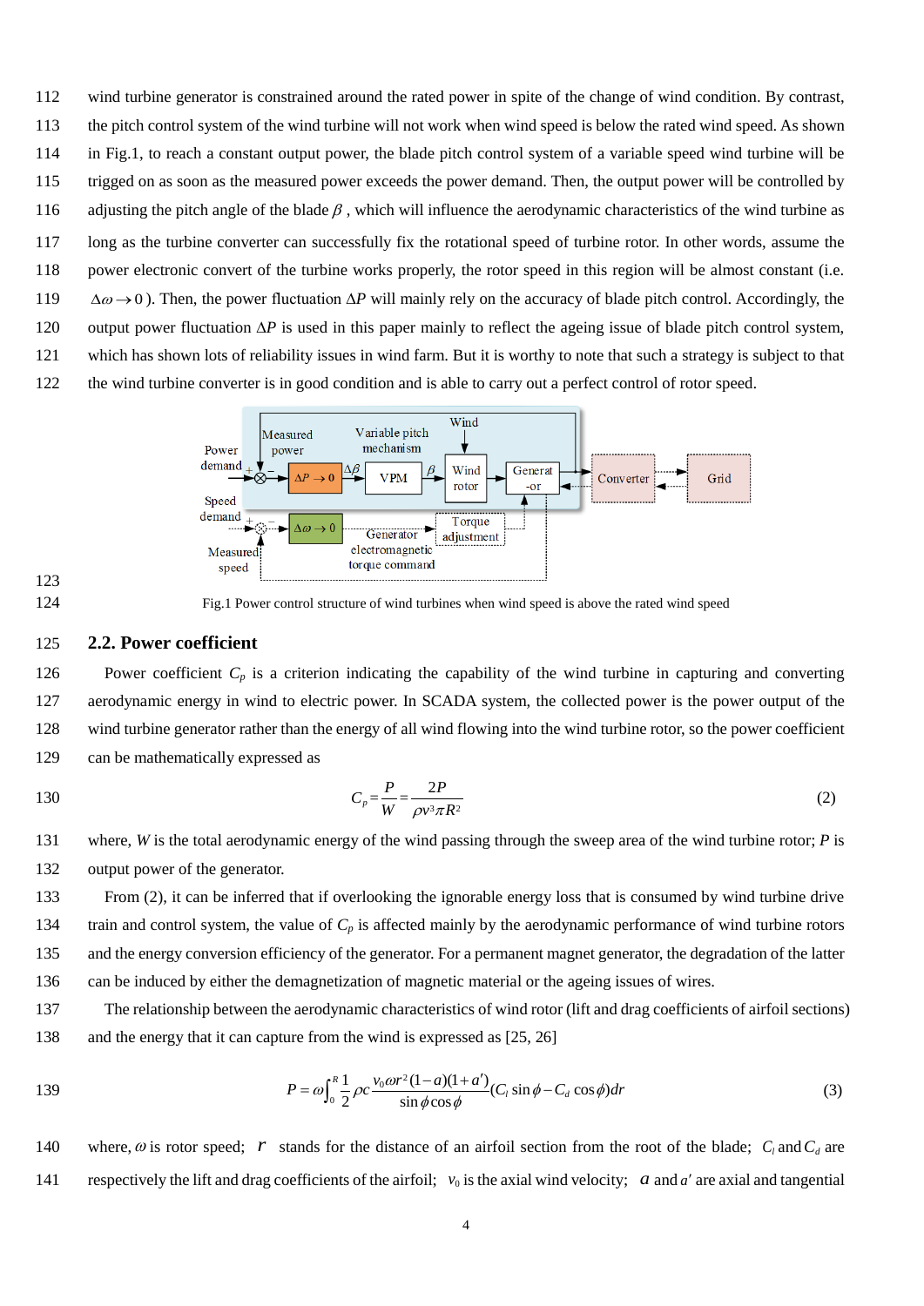wind turbine generator is constrained around the rated power in spite of the change of wind condition. By contrast, the pitch control system of the wind turbine will not work when wind speed is below the rated wind speed. As shown in Fig.1, to reach a constant output power, the blade pitch control system of a variable speed wind turbine will be trigged on as soon as the measured power exceeds the power demand. Then, the output power will be controlled by adjusting the pitch angle of the blade $\beta$ , which will influence the aerodynamic characteristics of the wind turbine as long as the turbine converter can successfully fix the rotational speed of turbine rotor. In other words, assume the power electronic convert of the turbine works properly, the rotor speed in this region will be almost constant (i.e. $\Delta\omega \to 0$ ). Then, the power fluctuation $\Delta P$ will mainly rely on the accuracy of blade pitch control. Accordingly, the output power fluctuation $\Delta P$ is used in this paper mainly to reflect the ageing issue of blade pitch control system, which has shown lots of reliability issues in wind farm. But it is worthy to note that such a strategy is subject to that the wind turbine converter is in good condition and is able to carry out a perfect control of rotor speed.

Fig.1 Power control structure of wind turbines when wind speed is above the rated wind speed

## 2.2. Power coefficient

Power coefficient $C_p$ is a criterion indicating the capability of the wind turbine in capturing and converting aerodynamic energy in wind to electric power. In SCADA system, the collected power is the power output of the wind turbine generator rather than the energy of all wind flowing into the wind turbine rotor, so the power coefficient can be mathematically expressed as

$$C_p = \frac{P}{W} = \frac{2P}{\rho v^3 \pi R^2} \tag{2}$$

where, $W$ is the total aerodynamic energy of the wind passing through the sweep area of the wind turbine rotor; $P$ is output power of the generator.

From (2), it can be inferred that if overlooking the ignorable energy loss that is consumed by wind turbine drive train and control system, the value of $C_p$ is affected mainly by the aerodynamic performance of wind turbine rotors and the energy conversion efficiency of the generator. For a permanent magnet generator, the degradation of the latter can be induced by either the demagnetization of magnetic material or the ageing issues of wires.

The relationship between the aerodynamic characteristics of wind rotor (lift and drag coefficients of airfoil sections) and the energy that it can capture from the wind is expressed as [25, 26]

$$P = \omega \int_0^R \frac{1}{2} \rho c \frac{v_0 \omega r^2 (1-a)(1+a')}{\sin\phi \cos\phi} (C_l \sin\phi - C_d \cos\phi) dr \tag{3}$$

where, $\omega$ is rotor speed; $r$ stands for the distance of an airfoil section from the root of the blade; $C_l$ and $C_d$ are respectively the lift and drag coefficients of the airfoil; $v_0$ is the axial wind velocity; $a$ and $a'$ are axial and tangential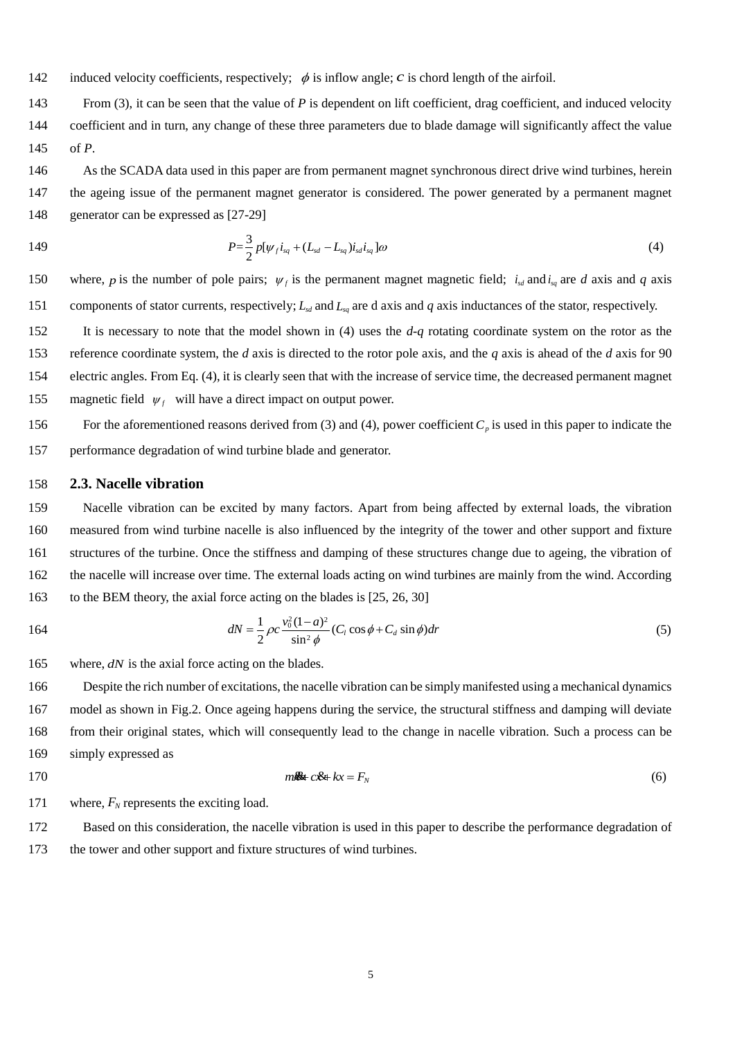induced velocity coefficients, respectively; $\phi$ is inflow angle; $c$ is chord length of the airfoil.

From (3), it can be seen that the value of $P$ is dependent on lift coefficient, drag coefficient, and induced velocity coefficient and in turn, any change of these three parameters due to blade damage will significantly affect the value of $P$.

As the SCADA data used in this paper are from permanent magnet synchronous direct drive wind turbines, herein the ageing issue of the permanent magnet generator is considered. The power generated by a permanent magnet generator can be expressed as [27-29]

$$P=\frac{3}{2}p[\psi_f i_{sq}+(L_{sd}-L_{sq})i_{sd}i_{sq}]\omega \tag{4}$$

where, $p$ is the number of pole pairs; $\psi_f$ is the permanent magnet magnetic field; $i_{sd}$ and $i_{sq}$ are $d$ axis and $q$ axis components of stator currents, respectively; $L_{sd}$ and $L_{sq}$ are d axis and $q$ axis inductances of the stator, respectively.

It is necessary to note that the model shown in (4) uses the $d$-$q$ rotating coordinate system on the rotor as the reference coordinate system, the $d$ axis is directed to the rotor pole axis, and the $q$ axis is ahead of the $d$ axis for 90 electric angles. From Eq. (4), it is clearly seen that with the increase of service time, the decreased permanent magnet magnetic field $\psi_f$ will have a direct impact on output power.

For the aforementioned reasons derived from (3) and (4), power coefficient $C_p$ is used in this paper to indicate the performance degradation of wind turbine blade and generator.

## 2.3. Nacelle vibration

Nacelle vibration can be excited by many factors. Apart from being affected by external loads, the vibration measured from wind turbine nacelle is also influenced by the integrity of the tower and other support and fixture structures of the turbine. Once the stiffness and damping of these structures change due to ageing, the vibration of the nacelle will increase over time. The external loads acting on wind turbines are mainly from the wind. According to the BEM theory, the axial force acting on the blades is [25, 26, 30]

$$dN=\frac{1}{2}\rho c\frac{v_0^2(1-a)^2}{\sin^2\phi}(C_l\cos\phi+C_d\sin\phi)dr \tag{5}$$

where, $dN$ is the axial force acting on the blades.

Despite the rich number of excitations, the nacelle vibration can be simply manifested using a mechanical dynamics model as shown in Fig.2. Once ageing happens during the service, the structural stiffness and damping will deviate from their original states, which will consequently lead to the change in nacelle vibration. Such a process can be simply expressed as

$$m\ddot{x}+c\dot{x}+kx=F_N \tag{6}$$

where, $F_N$ represents the exciting load.

Based on this consideration, the nacelle vibration is used in this paper to describe the performance degradation of the tower and other support and fixture structures of wind turbines.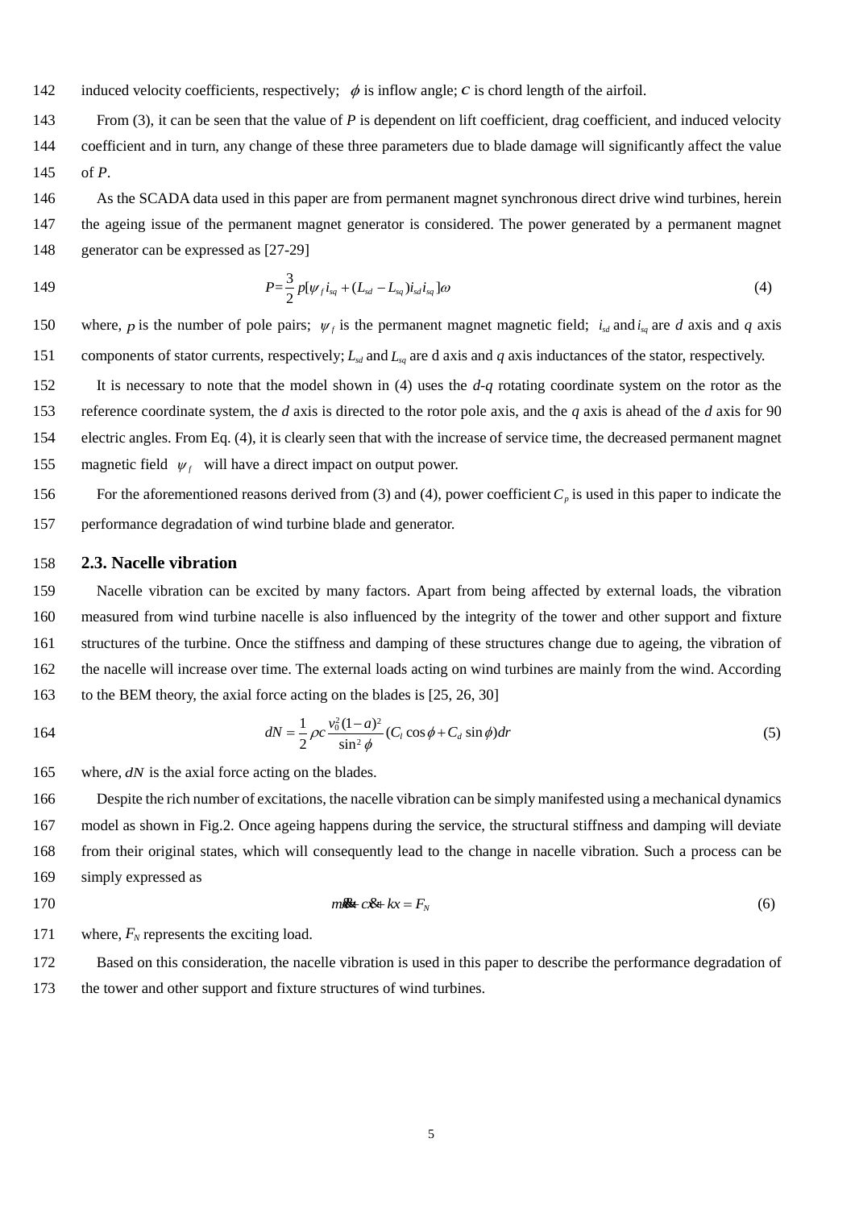induced velocity coefficients, respectively; $\phi$ is inflow angle; $c$ is chord length of the airfoil.

From (3), it can be seen that the value of *P* is dependent on lift coefficient, drag coefficient, and induced velocity coefficient and in turn, any change of these three parameters due to blade damage will significantly affect the value of *P*.

As the SCADA data used in this paper are from permanent magnet synchronous direct drive wind turbines, herein the ageing issue of the permanent magnet generator is considered. The power generated by a permanent magnet generator can be expressed as [27-29]

$$P=\frac{3}{2}p[\psi_f i_{sq}+(L_{sd}-L_{sq})i_{sd}i_{sq}]\omega \tag{4}$$

where, $p$ is the number of pole pairs; $\psi_f$ is the permanent magnet magnetic field; $i_{sd}$ and $i_{sq}$ are *d* axis and *q* axis components of stator currents, respectively; $L_{sd}$ and $L_{sq}$ are d axis and *q* axis inductances of the stator, respectively.

It is necessary to note that the model shown in (4) uses the *d*-*q* rotating coordinate system on the rotor as the reference coordinate system, the *d* axis is directed to the rotor pole axis, and the *q* axis is ahead of the *d* axis for 90 electric angles. From Eq. (4), it is clearly seen that with the increase of service time, the decreased permanent magnet magnetic field $\psi_f$ will have a direct impact on output power.

For the aforementioned reasons derived from (3) and (4), power coefficient $C_p$ is used in this paper to indicate the performance degradation of wind turbine blade and generator.

## 2.3. Nacelle vibration

Nacelle vibration can be excited by many factors. Apart from being affected by external loads, the vibration measured from wind turbine nacelle is also influenced by the integrity of the tower and other support and fixture structures of the turbine. Once the stiffness and damping of these structures change due to ageing, the vibration of the nacelle will increase over time. The external loads acting on wind turbines are mainly from the wind. According to the BEM theory, the axial force acting on the blades is [25, 26, 30]

$$dN=\frac{1}{2}\rho c\frac{v_0^2(1-a)^2}{\sin^2\phi}(C_l\cos\phi+C_d\sin\phi)dr \tag{5}$$

where, $dN$ is the axial force acting on the blades.

Despite the rich number of excitations, the nacelle vibration can be simply manifested using a mechanical dynamics model as shown in Fig.2. Once ageing happens during the service, the structural stiffness and damping will deviate from their original states, which will consequently lead to the change in nacelle vibration. Such a process can be simply expressed as

$$m\ddot{x}+c\dot{x}+kx=F_N \tag{6}$$

where, $F_N$ represents the exciting load.

Based on this consideration, the nacelle vibration is used in this paper to describe the performance degradation of the tower and other support and fixture structures of wind turbines.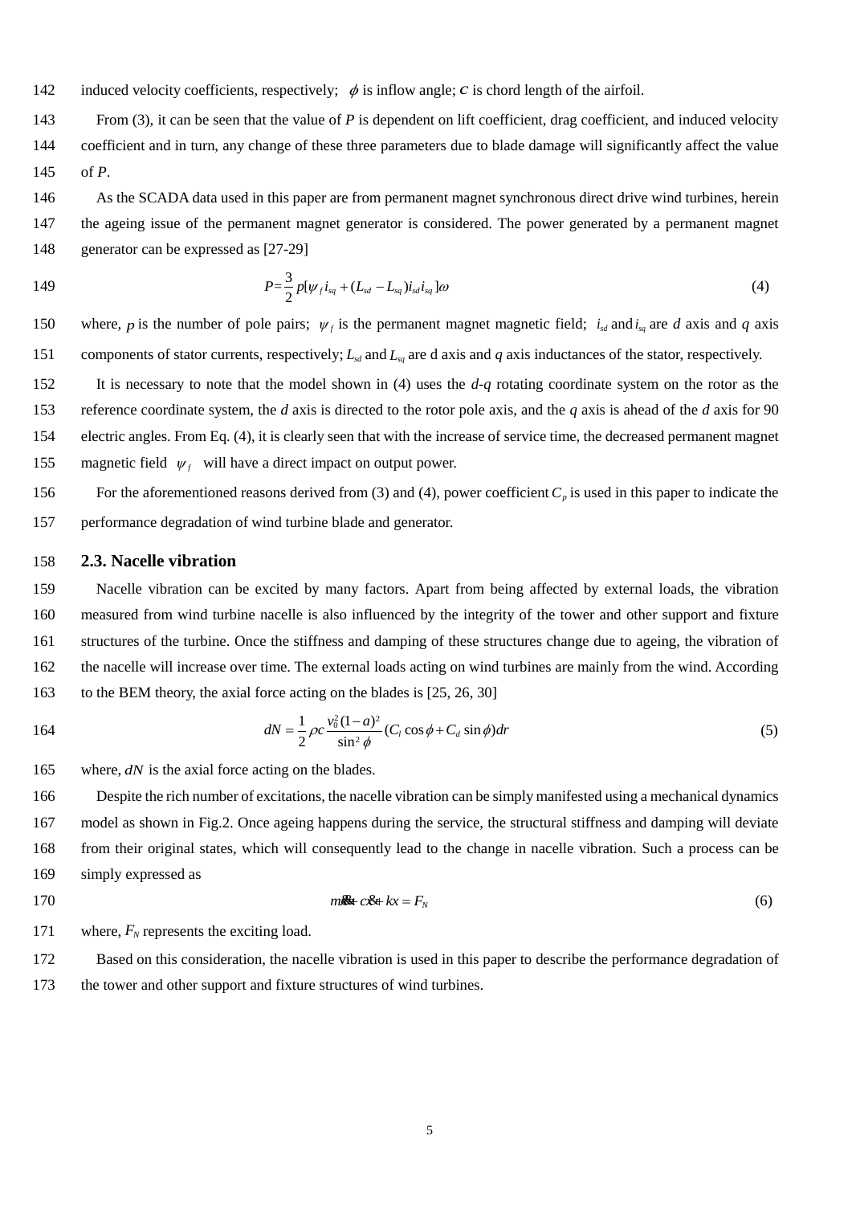induced velocity coefficients, respectively; $\phi$ is inflow angle; $c$ is chord length of the airfoil.

From (3), it can be seen that the value of $P$ is dependent on lift coefficient, drag coefficient, and induced velocity coefficient and in turn, any change of these three parameters due to blade damage will significantly affect the value of $P$.

As the SCADA data used in this paper are from permanent magnet synchronous direct drive wind turbines, herein the ageing issue of the permanent magnet generator is considered. The power generated by a permanent magnet generator can be expressed as [27-29]

$$P=\frac{3}{2}p[\psi_f i_{sq}+(L_{sd}-L_{sq})i_{sd}i_{sq}]\omega \tag{4}$$

where, $p$ is the number of pole pairs; $\psi_f$ is the permanent magnet magnetic field; $i_{sd}$ and $i_{sq}$ are $d$ axis and $q$ axis components of stator currents, respectively; $L_{sd}$ and $L_{sq}$ are d axis and $q$ axis inductances of the stator, respectively.

It is necessary to note that the model shown in (4) uses the $d$-$q$ rotating coordinate system on the rotor as the reference coordinate system, the $d$ axis is directed to the rotor pole axis, and the $q$ axis is ahead of the $d$ axis for 90 electric angles. From Eq. (4), it is clearly seen that with the increase of service time, the decreased permanent magnet magnetic field $\psi_f$ will have a direct impact on output power.

For the aforementioned reasons derived from (3) and (4), power coefficient $C_p$ is used in this paper to indicate the performance degradation of wind turbine blade and generator.

### 2.3. Nacelle vibration

Nacelle vibration can be excited by many factors. Apart from being affected by external loads, the vibration measured from wind turbine nacelle is also influenced by the integrity of the tower and other support and fixture structures of the turbine. Once the stiffness and damping of these structures change due to ageing, the vibration of the nacelle will increase over time. The external loads acting on wind turbines are mainly from the wind. According to the BEM theory, the axial force acting on the blades is [25, 26, 30]

$$dN=\frac{1}{2}\rho c\frac{v_0^2(1-a)^2}{\sin^2\phi}(C_l\cos\phi+C_d\sin\phi)dr \tag{5}$$

where, $dN$ is the axial force acting on the blades.

Despite the rich number of excitations, the nacelle vibration can be simply manifested using a mechanical dynamics model as shown in Fig.2. Once ageing happens during the service, the structural stiffness and damping will deviate from their original states, which will consequently lead to the change in nacelle vibration. Such a process can be simply expressed as

$$m\ddot{x}+c\dot{x}+kx=F_N \tag{6}$$

where, $F_N$ represents the exciting load.

Based on this consideration, the nacelle vibration is used in this paper to describe the performance degradation of the tower and other support and fixture structures of wind turbines.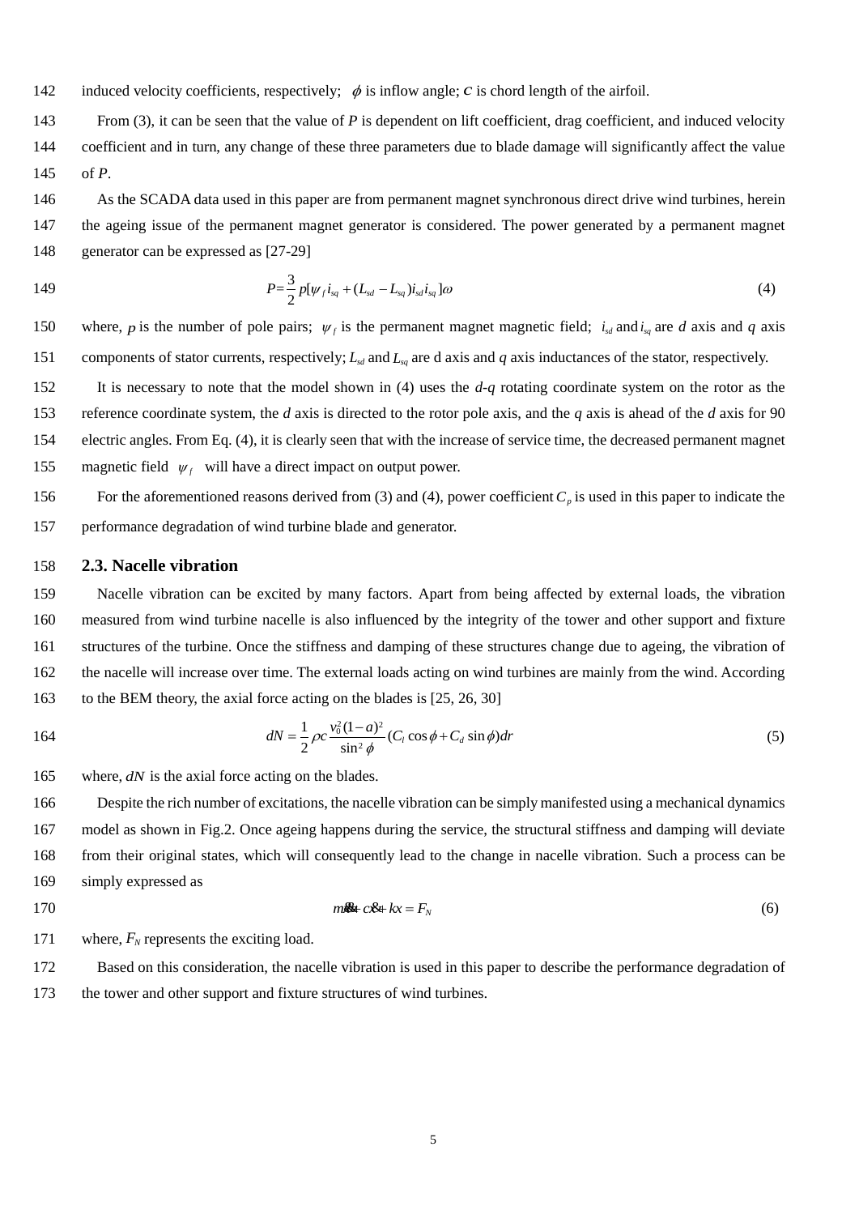induced velocity coefficients, respectively; $\phi$ is inflow angle; $c$ is chord length of the airfoil.

From (3), it can be seen that the value of $P$ is dependent on lift coefficient, drag coefficient, and induced velocity coefficient and in turn, any change of these three parameters due to blade damage will significantly affect the value of $P$.

As the SCADA data used in this paper are from permanent magnet synchronous direct drive wind turbines, herein the ageing issue of the permanent magnet generator is considered. The power generated by a permanent magnet generator can be expressed as [27-29]

$$P = \frac{3}{2} p[\psi_f i_{sq} + (L_{sd} - L_{sq}) i_{sd} i_{sq}]\omega \tag{4}$$

where, $p$ is the number of pole pairs; $\psi_f$ is the permanent magnet magnetic field; $i_{sd}$ and $i_{sq}$ are $d$ axis and $q$ axis components of stator currents, respectively; $L_{sd}$ and $L_{sq}$ are d axis and $q$ axis inductances of the stator, respectively.

It is necessary to note that the model shown in (4) uses the $d$-$q$ rotating coordinate system on the rotor as the reference coordinate system, the $d$ axis is directed to the rotor pole axis, and the $q$ axis is ahead of the $d$ axis for 90 electric angles. From Eq. (4), it is clearly seen that with the increase of service time, the decreased permanent magnet magnetic field $\psi_f$ will have a direct impact on output power.

For the aforementioned reasons derived from (3) and (4), power coefficient $C_p$ is used in this paper to indicate the performance degradation of wind turbine blade and generator.

## 2.3. Nacelle vibration

Nacelle vibration can be excited by many factors. Apart from being affected by external loads, the vibration measured from wind turbine nacelle is also influenced by the integrity of the tower and other support and fixture structures of the turbine. Once the stiffness and damping of these structures change due to ageing, the vibration of the nacelle will increase over time. The external loads acting on wind turbines are mainly from the wind. According to the BEM theory, the axial force acting on the blades is [25, 26, 30]

$$dN = \frac{1}{2} \rho c \frac{v_0^2 (1-a)^2}{\sin^2 \phi} (C_l \cos\phi + C_d \sin\phi) dr \tag{5}$$

where, $dN$ is the axial force acting on the blades.

Despite the rich number of excitations, the nacelle vibration can be simply manifested using a mechanical dynamics model as shown in Fig.2. Once ageing happens during the service, the structural stiffness and damping will deviate from their original states, which will consequently lead to the change in nacelle vibration. Such a process can be simply expressed as

$$m\ddot{x} + c\dot{x} + kx = F_N \tag{6}$$

where, $F_N$ represents the exciting load.

Based on this consideration, the nacelle vibration is used in this paper to describe the performance degradation of the tower and other support and fixture structures of wind turbines.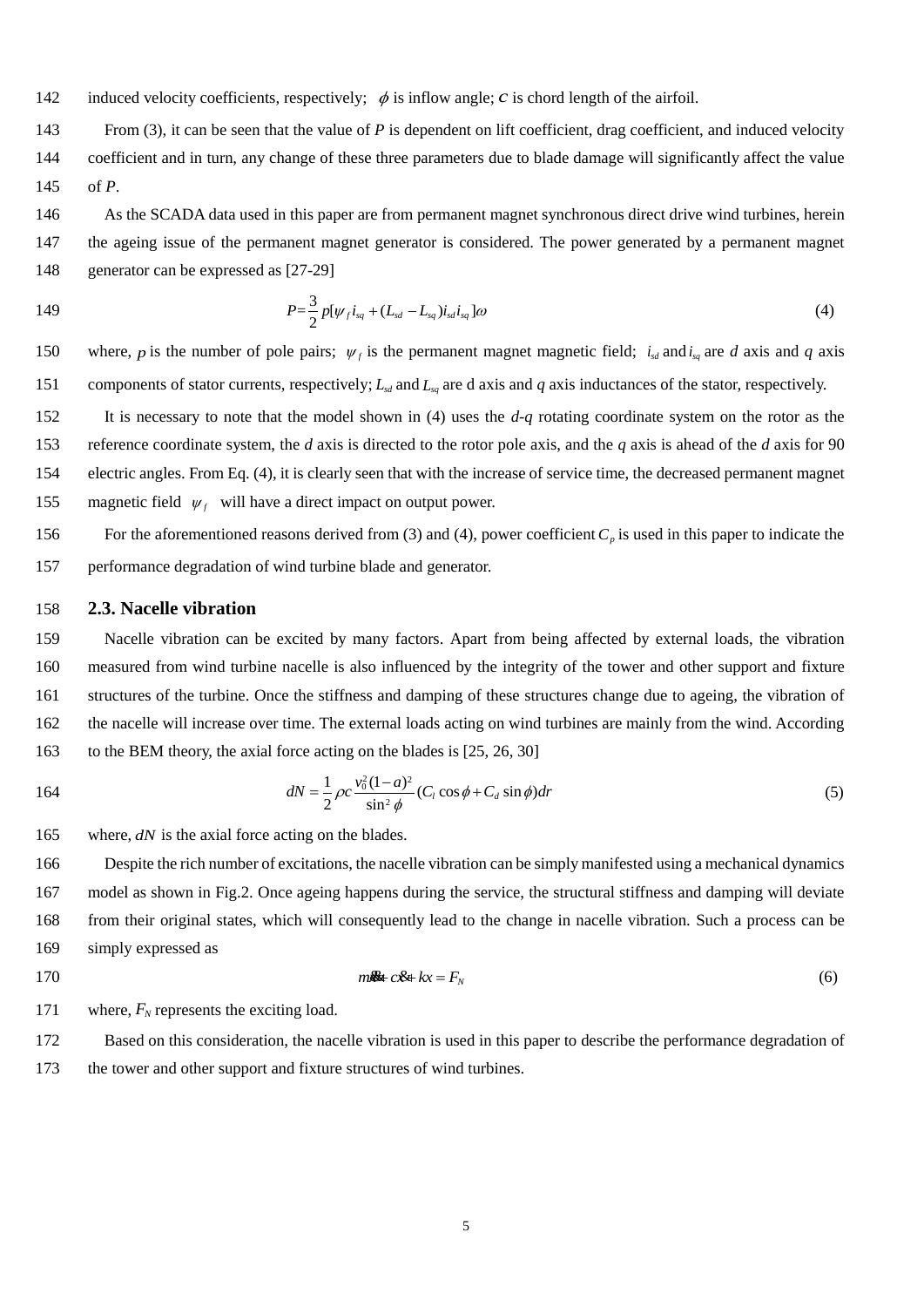induced velocity coefficients, respectively; $\phi$ is inflow angle; $c$ is chord length of the airfoil.

From (3), it can be seen that the value of $P$ is dependent on lift coefficient, drag coefficient, and induced velocity coefficient and in turn, any change of these three parameters due to blade damage will significantly affect the value of $P$.

As the SCADA data used in this paper are from permanent magnet synchronous direct drive wind turbines, herein the ageing issue of the permanent magnet generator is considered. The power generated by a permanent magnet generator can be expressed as [27-29]

$$P = \frac{3}{2} p[\psi_f i_{sq} + (L_{sd} - L_{sq}) i_{sd} i_{sq}]\omega \tag{4}$$

where, $p$ is the number of pole pairs; $\psi_f$ is the permanent magnet magnetic field; $i_{sd}$ and $i_{sq}$ are $d$ axis and $q$ axis components of stator currents, respectively; $L_{sd}$ and $L_{sq}$ are d axis and $q$ axis inductances of the stator, respectively.

It is necessary to note that the model shown in (4) uses the $d$-$q$ rotating coordinate system on the rotor as the reference coordinate system, the $d$ axis is directed to the rotor pole axis, and the $q$ axis is ahead of the $d$ axis for 90 electric angles. From Eq. (4), it is clearly seen that with the increase of service time, the decreased permanent magnet magnetic field $\psi_f$ will have a direct impact on output power.

For the aforementioned reasons derived from (3) and (4), power coefficient $C_p$ is used in this paper to indicate the performance degradation of wind turbine blade and generator.

## 2.3. Nacelle vibration

Nacelle vibration can be excited by many factors. Apart from being affected by external loads, the vibration measured from wind turbine nacelle is also influenced by the integrity of the tower and other support and fixture structures of the turbine. Once the stiffness and damping of these structures change due to ageing, the vibration of the nacelle will increase over time. The external loads acting on wind turbines are mainly from the wind. According to the BEM theory, the axial force acting on the blades is [25, 26, 30]

$$dN = \frac{1}{2} \rho c \frac{v_0^2 (1-a)^2}{\sin^2 \phi} (C_l \cos\phi + C_d \sin\phi) dr \tag{5}$$

where, $dN$ is the axial force acting on the blades.

Despite the rich number of excitations, the nacelle vibration can be simply manifested using a mechanical dynamics model as shown in Fig.2. Once ageing happens during the service, the structural stiffness and damping will deviate from their original states, which will consequently lead to the change in nacelle vibration. Such a process can be simply expressed as

$$m\ddot{x} + c\dot{x} + kx = F_N \tag{6}$$

where, $F_N$ represents the exciting load.

Based on this consideration, the nacelle vibration is used in this paper to describe the performance degradation of the tower and other support and fixture structures of wind turbines.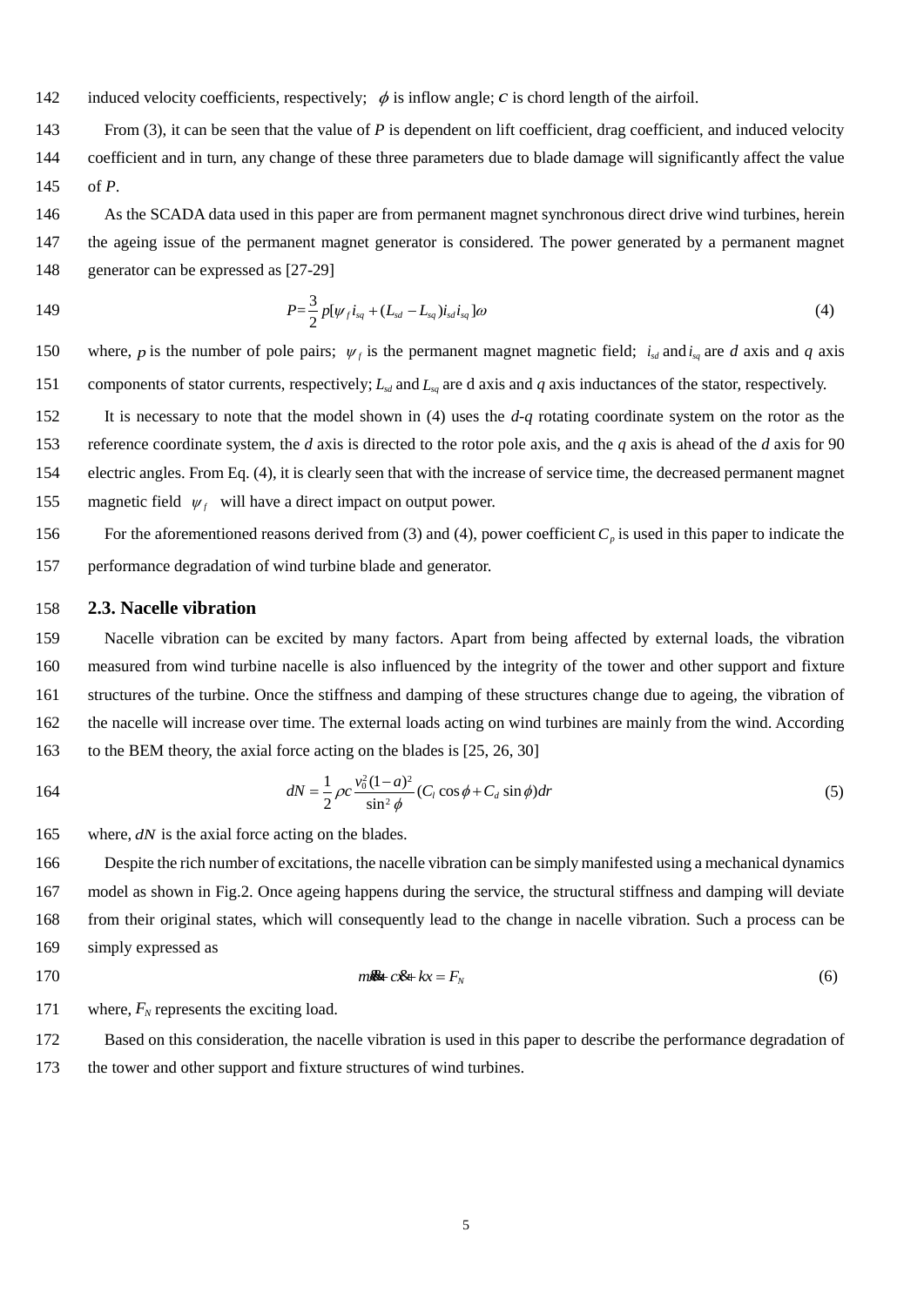induced velocity coefficients, respectively; $\phi$ is inflow angle; $c$ is chord length of the airfoil.

From (3), it can be seen that the value of $P$ is dependent on lift coefficient, drag coefficient, and induced velocity coefficient and in turn, any change of these three parameters due to blade damage will significantly affect the value of $P$.

As the SCADA data used in this paper are from permanent magnet synchronous direct drive wind turbines, herein the ageing issue of the permanent magnet generator is considered. The power generated by a permanent magnet generator can be expressed as [27-29]

$$P = \frac{3}{2} p[\psi_f i_{sq} + (L_{sd} - L_{sq}) i_{sd} i_{sq}]\omega \tag{4}$$

where, $p$ is the number of pole pairs; $\psi_f$ is the permanent magnet magnetic field; $i_{sd}$ and $i_{sq}$ are $d$ axis and $q$ axis components of stator currents, respectively; $L_{sd}$ and $L_{sq}$ are d axis and $q$ axis inductances of the stator, respectively.

It is necessary to note that the model shown in (4) uses the $d$-$q$ rotating coordinate system on the rotor as the reference coordinate system, the $d$ axis is directed to the rotor pole axis, and the $q$ axis is ahead of the $d$ axis for 90 electric angles. From Eq. (4), it is clearly seen that with the increase of service time, the decreased permanent magnet magnetic field $\psi_f$ will have a direct impact on output power.

For the aforementioned reasons derived from (3) and (4), power coefficient $C_p$ is used in this paper to indicate the performance degradation of wind turbine blade and generator.

## 2.3. Nacelle vibration

Nacelle vibration can be excited by many factors. Apart from being affected by external loads, the vibration measured from wind turbine nacelle is also influenced by the integrity of the tower and other support and fixture structures of the turbine. Once the stiffness and damping of these structures change due to ageing, the vibration of the nacelle will increase over time. The external loads acting on wind turbines are mainly from the wind. According to the BEM theory, the axial force acting on the blades is [25, 26, 30]

$$dN = \frac{1}{2}\rho c \frac{v_0^2(1-a)^2}{\sin^2\phi}(C_l \cos\phi + C_d \sin\phi)dr \tag{5}$$

where, $dN$ is the axial force acting on the blades.

Despite the rich number of excitations, the nacelle vibration can be simply manifested using a mechanical dynamics model as shown in Fig.2. Once ageing happens during the service, the structural stiffness and damping will deviate from their original states, which will consequently lead to the change in nacelle vibration. Such a process can be simply expressed as

$$m\ddot{x} + c\dot{x} + kx = F_N \tag{6}$$

where, $F_N$ represents the exciting load.

Based on this consideration, the nacelle vibration is used in this paper to describe the performance degradation of the tower and other support and fixture structures of wind turbines.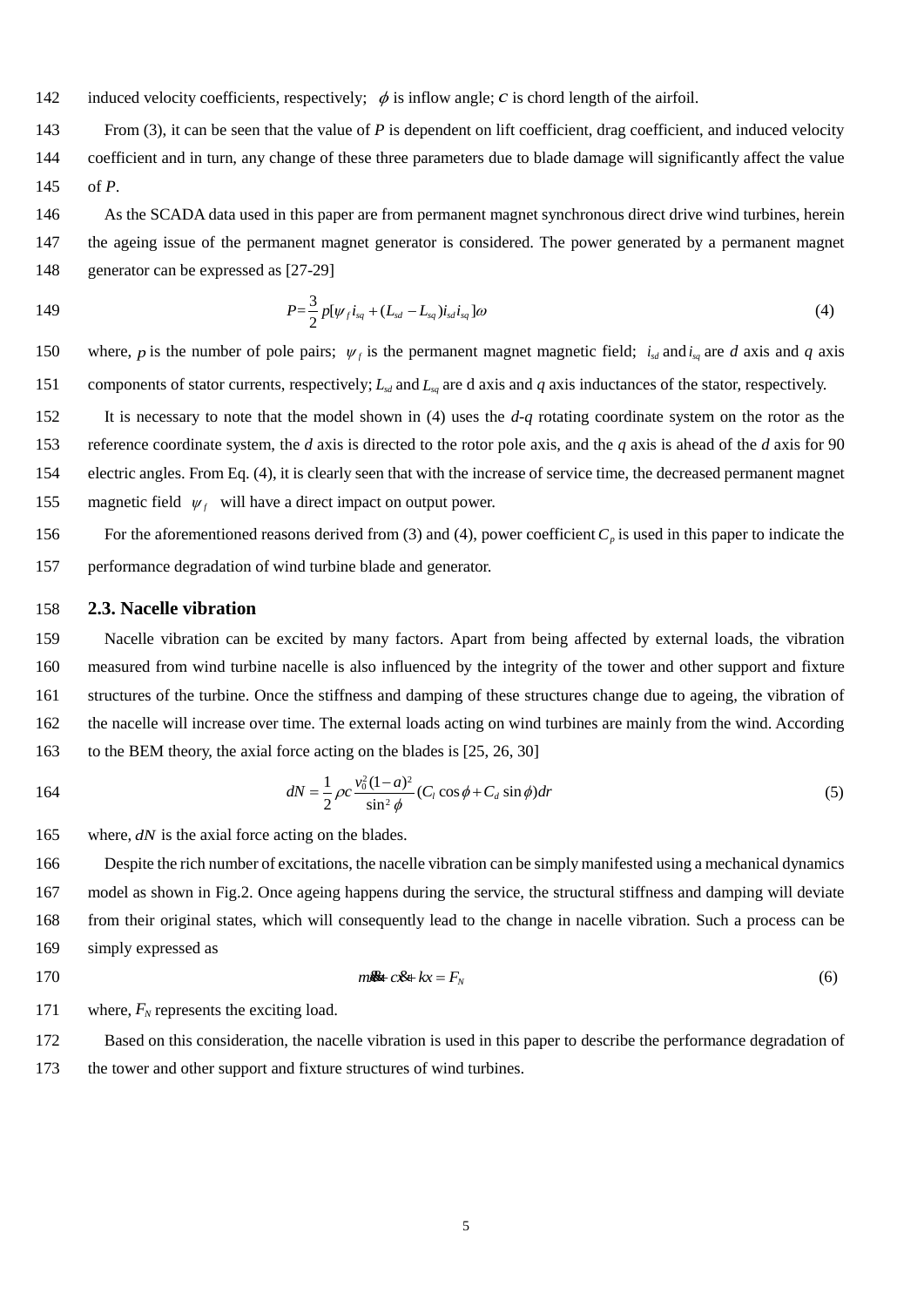induced velocity coefficients, respectively; $\phi$ is inflow angle; $c$ is chord length of the airfoil.

From (3), it can be seen that the value of $P$ is dependent on lift coefficient, drag coefficient, and induced velocity coefficient and in turn, any change of these three parameters due to blade damage will significantly affect the value of $P$.

As the SCADA data used in this paper are from permanent magnet synchronous direct drive wind turbines, herein the ageing issue of the permanent magnet generator is considered. The power generated by a permanent magnet generator can be expressed as [27-29]

$$P = \frac{3}{2} p[\psi_f i_{sq} + (L_{sd} - L_{sq}) i_{sd} i_{sq}]\omega \tag{4}$$

where, $p$ is the number of pole pairs; $\psi_f$ is the permanent magnet magnetic field; $i_{sd}$ and $i_{sq}$ are $d$ axis and $q$ axis components of stator currents, respectively; $L_{sd}$ and $L_{sq}$ are d axis and $q$ axis inductances of the stator, respectively.

It is necessary to note that the model shown in (4) uses the $d$-$q$ rotating coordinate system on the rotor as the reference coordinate system, the $d$ axis is directed to the rotor pole axis, and the $q$ axis is ahead of the $d$ axis for 90 electric angles. From Eq. (4), it is clearly seen that with the increase of service time, the decreased permanent magnet magnetic field $\psi_f$ will have a direct impact on output power.

For the aforementioned reasons derived from (3) and (4), power coefficient $C_p$ is used in this paper to indicate the performance degradation of wind turbine blade and generator.

### 2.3. Nacelle vibration

Nacelle vibration can be excited by many factors. Apart from being affected by external loads, the vibration measured from wind turbine nacelle is also influenced by the integrity of the tower and other support and fixture structures of the turbine. Once the stiffness and damping of these structures change due to ageing, the vibration of the nacelle will increase over time. The external loads acting on wind turbines are mainly from the wind. According to the BEM theory, the axial force acting on the blades is [25, 26, 30]

$$dN = \frac{1}{2}\rho c \frac{v_0^2(1-a)^2}{\sin^2\phi}(C_l \cos\phi + C_d \sin\phi)dr \tag{5}$$

where, $dN$ is the axial force acting on the blades.

Despite the rich number of excitations, the nacelle vibration can be simply manifested using a mechanical dynamics model as shown in Fig.2. Once ageing happens during the service, the structural stiffness and damping will deviate from their original states, which will consequently lead to the change in nacelle vibration. Such a process can be simply expressed as

$$m\ddot{x} + c\dot{x} + kx = F_N \tag{6}$$

where, $F_N$ represents the exciting load.

Based on this consideration, the nacelle vibration is used in this paper to describe the performance degradation of the tower and other support and fixture structures of wind turbines.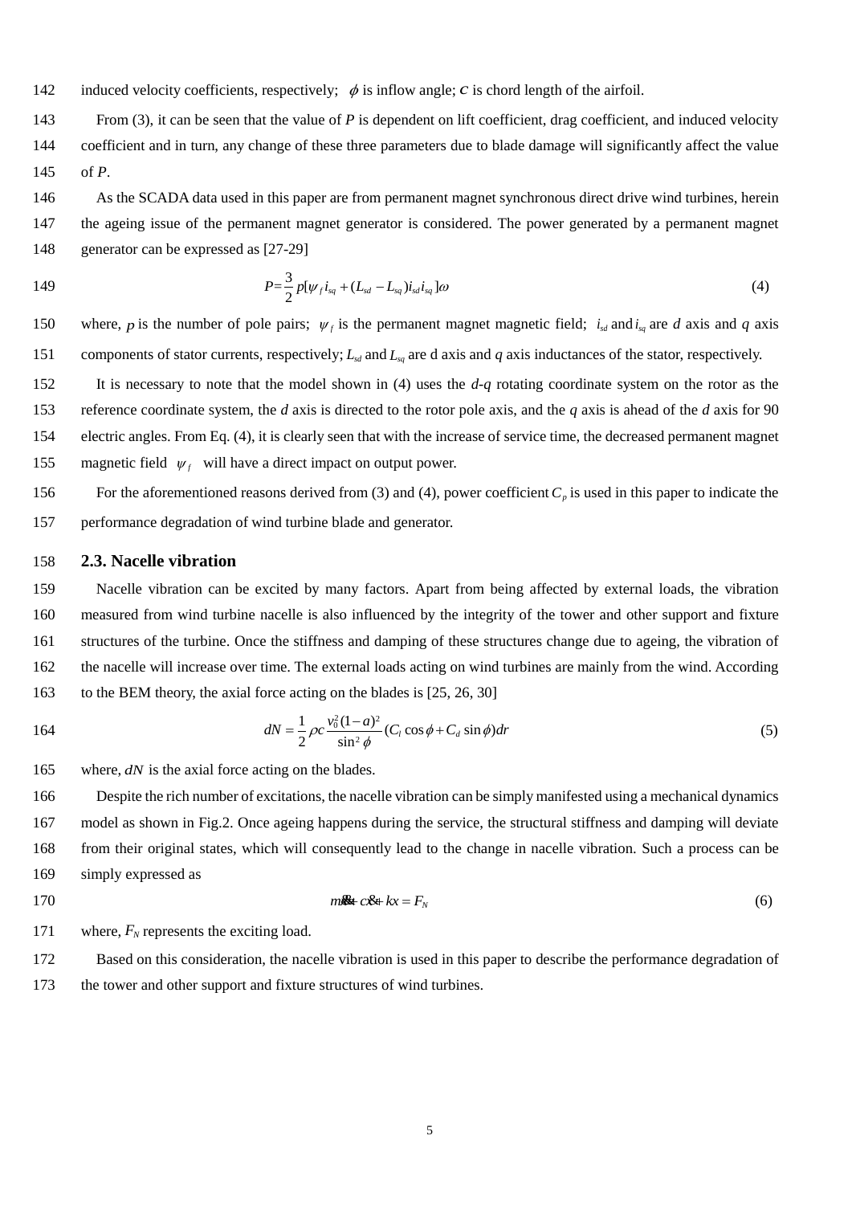induced velocity coefficients, respectively; $\phi$ is inflow angle; $c$ is chord length of the airfoil.

From (3), it can be seen that the value of $P$ is dependent on lift coefficient, drag coefficient, and induced velocity coefficient and in turn, any change of these three parameters due to blade damage will significantly affect the value of $P$.

As the SCADA data used in this paper are from permanent magnet synchronous direct drive wind turbines, herein the ageing issue of the permanent magnet generator is considered. The power generated by a permanent magnet generator can be expressed as [27-29]

$$P=\frac{3}{2}p[\psi_f i_{sq}+(L_{sd}-L_{sq})i_{sd}i_{sq}]\omega \tag{4}$$

where, $p$ is the number of pole pairs; $\psi_f$ is the permanent magnet magnetic field; $i_{sd}$ and $i_{sq}$ are $d$ axis and $q$ axis components of stator currents, respectively; $L_{sd}$ and $L_{sq}$ are d axis and $q$ axis inductances of the stator, respectively.

It is necessary to note that the model shown in (4) uses the $d$-$q$ rotating coordinate system on the rotor as the reference coordinate system, the $d$ axis is directed to the rotor pole axis, and the $q$ axis is ahead of the $d$ axis for 90 electric angles. From Eq. (4), it is clearly seen that with the increase of service time, the decreased permanent magnet magnetic field $\psi_f$ will have a direct impact on output power.

For the aforementioned reasons derived from (3) and (4), power coefficient $C_p$ is used in this paper to indicate the performance degradation of wind turbine blade and generator.

## 2.3. Nacelle vibration

Nacelle vibration can be excited by many factors. Apart from being affected by external loads, the vibration measured from wind turbine nacelle is also influenced by the integrity of the tower and other support and fixture structures of the turbine. Once the stiffness and damping of these structures change due to ageing, the vibration of the nacelle will increase over time. The external loads acting on wind turbines are mainly from the wind. According to the BEM theory, the axial force acting on the blades is [25, 26, 30]

$$dN=\frac{1}{2}\rho c\frac{v_0^2(1-a)^2}{\sin^2\phi}(C_l\cos\phi+C_d\sin\phi)dr \tag{5}$$

where, $dN$ is the axial force acting on the blades.

Despite the rich number of excitations, the nacelle vibration can be simply manifested using a mechanical dynamics model as shown in Fig.2. Once ageing happens during the service, the structural stiffness and damping will deviate from their original states, which will consequently lead to the change in nacelle vibration. Such a process can be simply expressed as

$$m\ddot{x}+c\dot{x}+kx=F_N \tag{6}$$

where, $F_N$ represents the exciting load.

Based on this consideration, the nacelle vibration is used in this paper to describe the performance degradation of the tower and other support and fixture structures of wind turbines.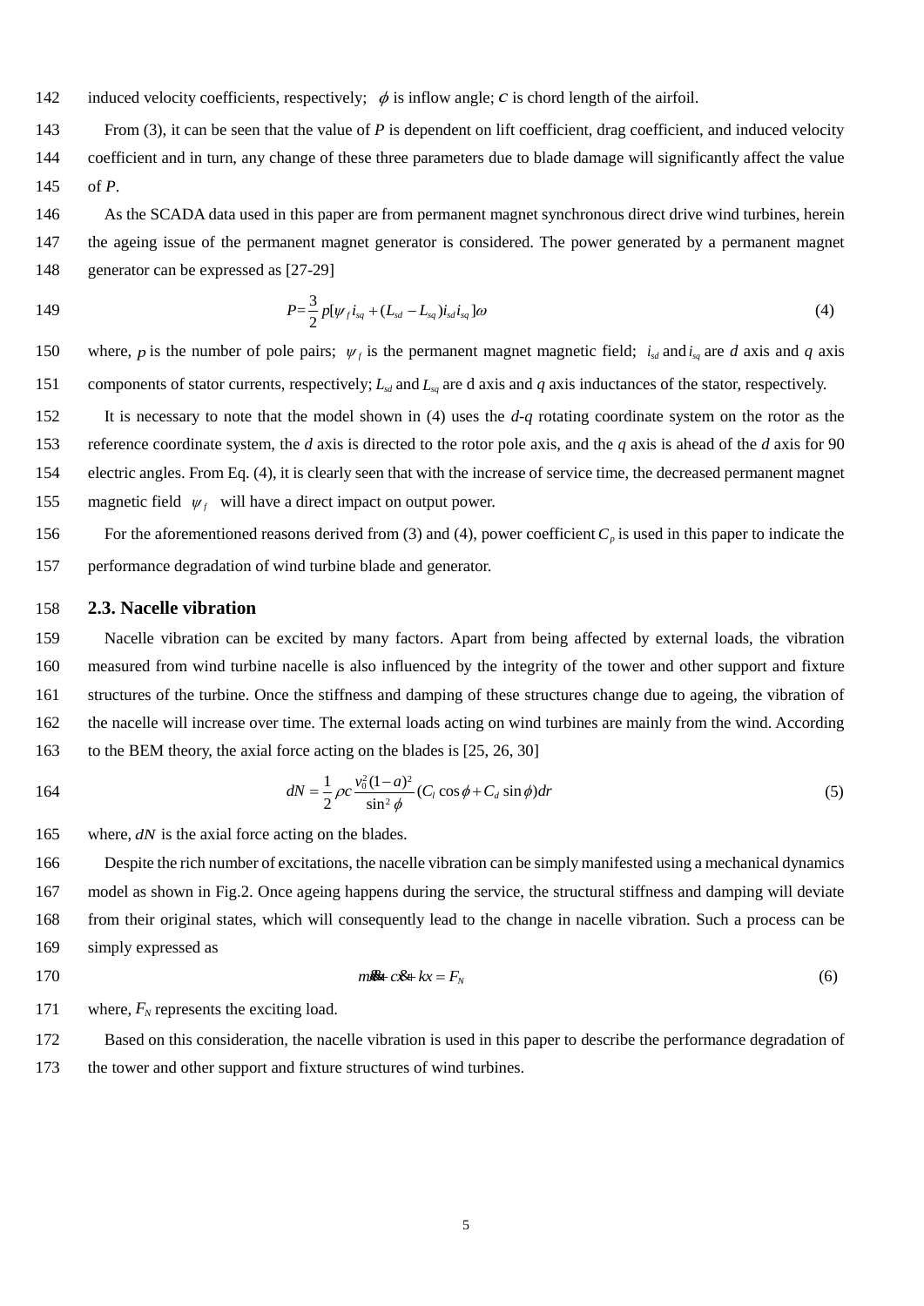induced velocity coefficients, respectively; $\phi$ is inflow angle; $c$ is chord length of the airfoil.

From (3), it can be seen that the value of $P$ is dependent on lift coefficient, drag coefficient, and induced velocity coefficient and in turn, any change of these three parameters due to blade damage will significantly affect the value of $P$.

As the SCADA data used in this paper are from permanent magnet synchronous direct drive wind turbines, herein the ageing issue of the permanent magnet generator is considered. The power generated by a permanent magnet generator can be expressed as [27-29]

$$P=\frac{3}{2}p[\psi_f i_{sq}+(L_{sd}-L_{sq})i_{sd}i_{sq}]\omega \tag{4}$$

where, $p$ is the number of pole pairs; $\psi_f$ is the permanent magnet magnetic field; $i_{sd}$ and $i_{sq}$ are $d$ axis and $q$ axis components of stator currents, respectively; $L_{sd}$ and $L_{sq}$ are d axis and $q$ axis inductances of the stator, respectively.

It is necessary to note that the model shown in (4) uses the $d$-$q$ rotating coordinate system on the rotor as the reference coordinate system, the $d$ axis is directed to the rotor pole axis, and the $q$ axis is ahead of the $d$ axis for 90 electric angles. From Eq. (4), it is clearly seen that with the increase of service time, the decreased permanent magnet magnetic field $\psi_f$ will have a direct impact on output power.

For the aforementioned reasons derived from (3) and (4), power coefficient $C_p$ is used in this paper to indicate the performance degradation of wind turbine blade and generator.

## 2.3. Nacelle vibration

Nacelle vibration can be excited by many factors. Apart from being affected by external loads, the vibration measured from wind turbine nacelle is also influenced by the integrity of the tower and other support and fixture structures of the turbine. Once the stiffness and damping of these structures change due to ageing, the vibration of the nacelle will increase over time. The external loads acting on wind turbines are mainly from the wind. According to the BEM theory, the axial force acting on the blades is [25, 26, 30]

$$dN=\frac{1}{2}\rho c\frac{v_0^2(1-a)^2}{\sin^2\phi}(C_l\cos\phi+C_d\sin\phi)dr \tag{5}$$

where, $dN$ is the axial force acting on the blades.

Despite the rich number of excitations, the nacelle vibration can be simply manifested using a mechanical dynamics model as shown in Fig.2. Once ageing happens during the service, the structural stiffness and damping will deviate from their original states, which will consequently lead to the change in nacelle vibration. Such a process can be simply expressed as

$$m\ddot{x}+c\dot{x}+kx=F_N \tag{6}$$

where, $F_N$ represents the exciting load.

Based on this consideration, the nacelle vibration is used in this paper to describe the performance degradation of the tower and other support and fixture structures of wind turbines.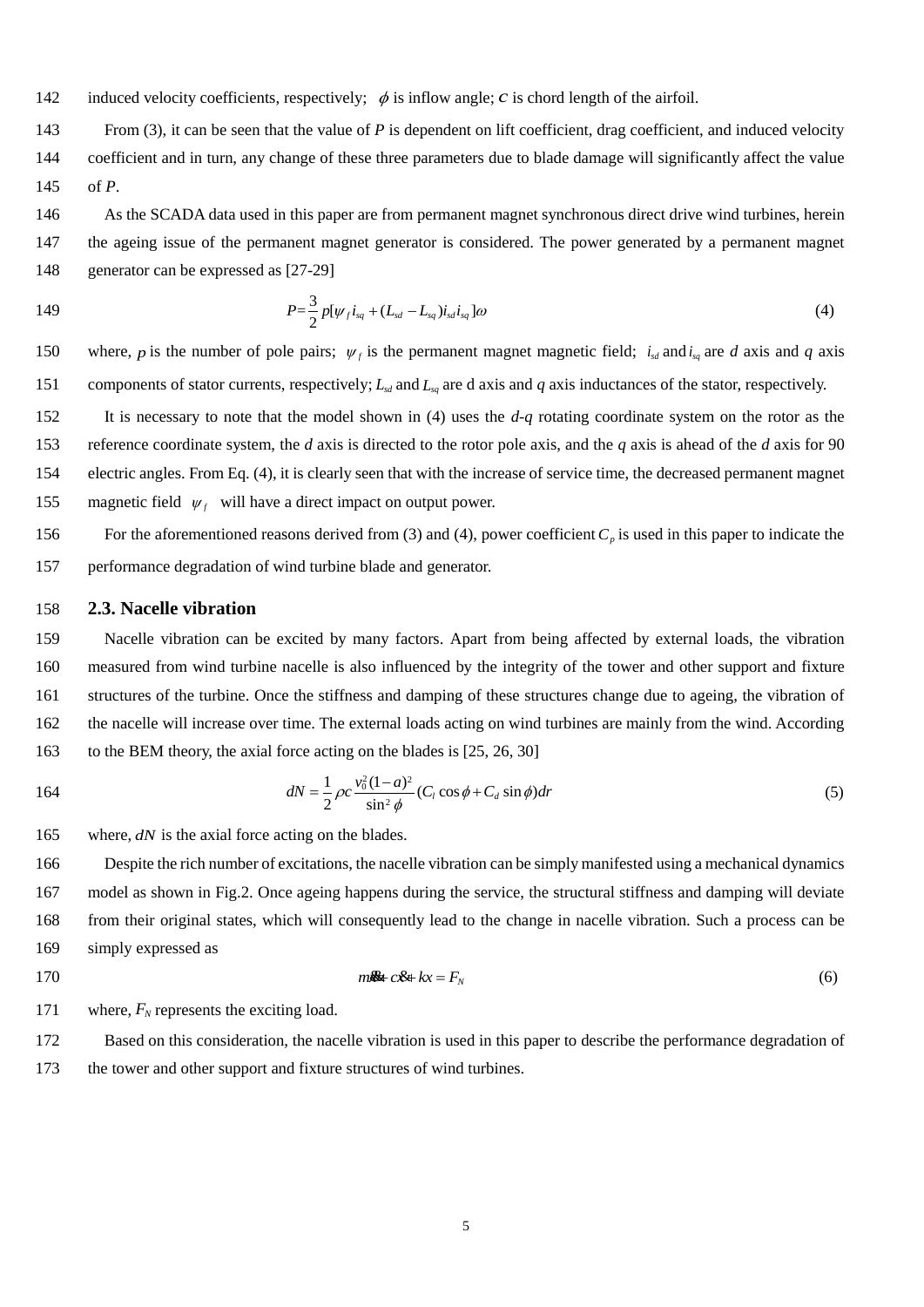induced velocity coefficients, respectively; $\phi$ is inflow angle; $c$ is chord length of the airfoil.

From (3), it can be seen that the value of *P* is dependent on lift coefficient, drag coefficient, and induced velocity coefficient and in turn, any change of these three parameters due to blade damage will significantly affect the value of *P*.

As the SCADA data used in this paper are from permanent magnet synchronous direct drive wind turbines, herein the ageing issue of the permanent magnet generator is considered. The power generated by a permanent magnet generator can be expressed as [27-29]

$$P=\frac{3}{2}p[\psi_f i_{sq}+(L_{sd}-L_{sq})i_{sd}i_{sq}]\omega \tag{4}$$

where, $p$ is the number of pole pairs; $\psi_f$ is the permanent magnet magnetic field; $i_{sd}$ and $i_{sq}$ are *d* axis and *q* axis components of stator currents, respectively; $L_{sd}$ and $L_{sq}$ are d axis and *q* axis inductances of the stator, respectively.

It is necessary to note that the model shown in (4) uses the *d-q* rotating coordinate system on the rotor as the reference coordinate system, the *d* axis is directed to the rotor pole axis, and the *q* axis is ahead of the *d* axis for 90 electric angles. From Eq. (4), it is clearly seen that with the increase of service time, the decreased permanent magnet magnetic field $\psi_f$ will have a direct impact on output power.

For the aforementioned reasons derived from (3) and (4), power coefficient $C_p$ is used in this paper to indicate the performance degradation of wind turbine blade and generator.

### 2.3. Nacelle vibration

Nacelle vibration can be excited by many factors. Apart from being affected by external loads, the vibration measured from wind turbine nacelle is also influenced by the integrity of the tower and other support and fixture structures of the turbine. Once the stiffness and damping of these structures change due to ageing, the vibration of the nacelle will increase over time. The external loads acting on wind turbines are mainly from the wind. According to the BEM theory, the axial force acting on the blades is [25, 26, 30]

$$dN=\frac{1}{2}\rho c\frac{v_0^2(1-a)^2}{\sin^2\phi}(C_l\cos\phi+C_d\sin\phi)dr \tag{5}$$

where, $dN$ is the axial force acting on the blades.

Despite the rich number of excitations, the nacelle vibration can be simply manifested using a mechanical dynamics model as shown in Fig.2. Once ageing happens during the service, the structural stiffness and damping will deviate from their original states, which will consequently lead to the change in nacelle vibration. Such a process can be simply expressed as

$$m\ddot{x}+c\dot{x}+kx=F_N \tag{6}$$

where, $F_N$ represents the exciting load.

Based on this consideration, the nacelle vibration is used in this paper to describe the performance degradation of the tower and other support and fixture structures of wind turbines.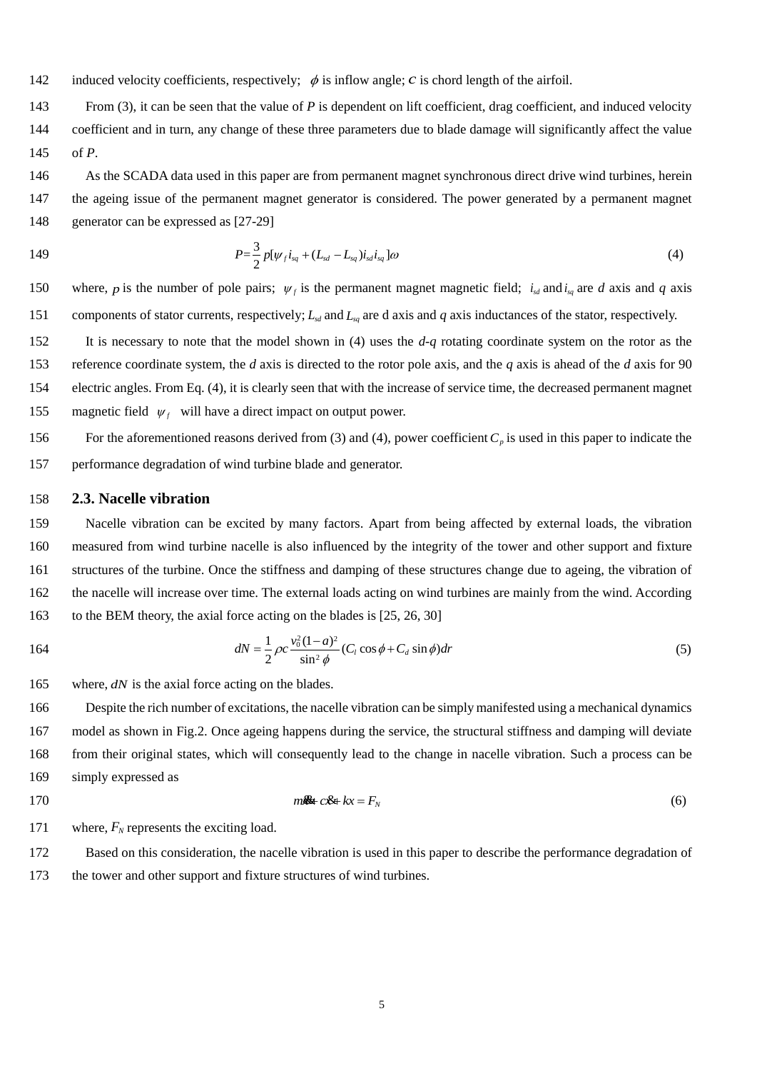induced velocity coefficients, respectively; $\phi$ is inflow angle; $c$ is chord length of the airfoil.

From (3), it can be seen that the value of $P$ is dependent on lift coefficient, drag coefficient, and induced velocity coefficient and in turn, any change of these three parameters due to blade damage will significantly affect the value of $P$.

As the SCADA data used in this paper are from permanent magnet synchronous direct drive wind turbines, herein the ageing issue of the permanent magnet generator is considered. The power generated by a permanent magnet generator can be expressed as [27-29]

$$P = \frac{3}{2} p[\psi_f i_{sq} + (L_{sd} - L_{sq}) i_{sd} i_{sq}]\omega \tag{4}$$

where, $p$ is the number of pole pairs; $\psi_f$ is the permanent magnet magnetic field; $i_{sd}$ and $i_{sq}$ are $d$ axis and $q$ axis components of stator currents, respectively; $L_{sd}$ and $L_{sq}$ are d axis and $q$ axis inductances of the stator, respectively.

It is necessary to note that the model shown in (4) uses the $d$-$q$ rotating coordinate system on the rotor as the reference coordinate system, the $d$ axis is directed to the rotor pole axis, and the $q$ axis is ahead of the $d$ axis for 90 electric angles. From Eq. (4), it is clearly seen that with the increase of service time, the decreased permanent magnet magnetic field $\psi_f$ will have a direct impact on output power.

For the aforementioned reasons derived from (3) and (4), power coefficient $C_p$ is used in this paper to indicate the performance degradation of wind turbine blade and generator.

## 2.3. Nacelle vibration

Nacelle vibration can be excited by many factors. Apart from being affected by external loads, the vibration measured from wind turbine nacelle is also influenced by the integrity of the tower and other support and fixture structures of the turbine. Once the stiffness and damping of these structures change due to ageing, the vibration of the nacelle will increase over time. The external loads acting on wind turbines are mainly from the wind. According to the BEM theory, the axial force acting on the blades is [25, 26, 30]

$$dN = \frac{1}{2}\rho c \frac{v_0^2(1-a)^2}{\sin^2\phi}(C_l \cos\phi + C_d \sin\phi)dr \tag{5}$$

where, $dN$ is the axial force acting on the blades.

Despite the rich number of excitations, the nacelle vibration can be simply manifested using a mechanical dynamics model as shown in Fig.2. Once ageing happens during the service, the structural stiffness and damping will deviate from their original states, which will consequently lead to the change in nacelle vibration. Such a process can be simply expressed as

$$m\ddot{x} + c\dot{x} + kx = F_N \tag{6}$$

where, $F_N$ represents the exciting load.

Based on this consideration, the nacelle vibration is used in this paper to describe the performance degradation of the tower and other support and fixture structures of wind turbines.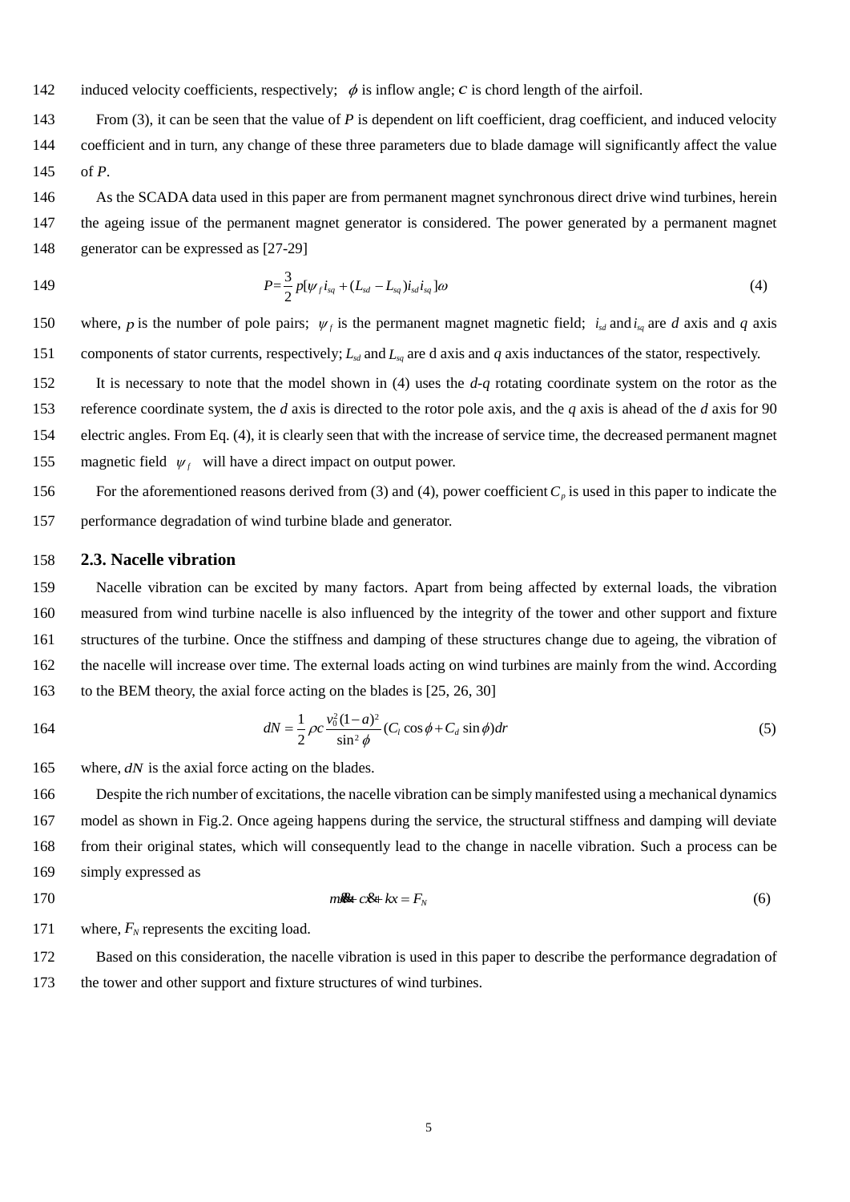induced velocity coefficients, respectively; $\phi$ is inflow angle; $c$ is chord length of the airfoil.

From (3), it can be seen that the value of $P$ is dependent on lift coefficient, drag coefficient, and induced velocity coefficient and in turn, any change of these three parameters due to blade damage will significantly affect the value of $P$.

As the SCADA data used in this paper are from permanent magnet synchronous direct drive wind turbines, herein the ageing issue of the permanent magnet generator is considered. The power generated by a permanent magnet generator can be expressed as [27-29]

$$P=\frac{3}{2}p[\psi_f i_{sq}+(L_{sd}-L_{sq})i_{sd}i_{sq}]\omega \tag{4}$$

where, $p$ is the number of pole pairs; $\psi_f$ is the permanent magnet magnetic field; $i_{sd}$ and $i_{sq}$ are $d$ axis and $q$ axis components of stator currents, respectively; $L_{sd}$ and $L_{sq}$ are d axis and $q$ axis inductances of the stator, respectively.

It is necessary to note that the model shown in (4) uses the $d$-$q$ rotating coordinate system on the rotor as the reference coordinate system, the $d$ axis is directed to the rotor pole axis, and the $q$ axis is ahead of the $d$ axis for 90 electric angles. From Eq. (4), it is clearly seen that with the increase of service time, the decreased permanent magnet magnetic field $\psi_f$ will have a direct impact on output power.

For the aforementioned reasons derived from (3) and (4), power coefficient $C_p$ is used in this paper to indicate the performance degradation of wind turbine blade and generator.

## 2.3. Nacelle vibration

Nacelle vibration can be excited by many factors. Apart from being affected by external loads, the vibration measured from wind turbine nacelle is also influenced by the integrity of the tower and other support and fixture structures of the turbine. Once the stiffness and damping of these structures change due to ageing, the vibration of the nacelle will increase over time. The external loads acting on wind turbines are mainly from the wind. According to the BEM theory, the axial force acting on the blades is [25, 26, 30]

$$dN=\frac{1}{2}\rho c\frac{v_0^2(1-a)^2}{\sin^2\phi}(C_l\cos\phi+C_d\sin\phi)dr \tag{5}$$

where, $dN$ is the axial force acting on the blades.

Despite the rich number of excitations, the nacelle vibration can be simply manifested using a mechanical dynamics model as shown in Fig.2. Once ageing happens during the service, the structural stiffness and damping will deviate from their original states, which will consequently lead to the change in nacelle vibration. Such a process can be simply expressed as

$$m\ddot{x}+c\dot{x}+kx=F_N \tag{6}$$

where, $F_N$ represents the exciting load.

Based on this consideration, the nacelle vibration is used in this paper to describe the performance degradation of the tower and other support and fixture structures of wind turbines.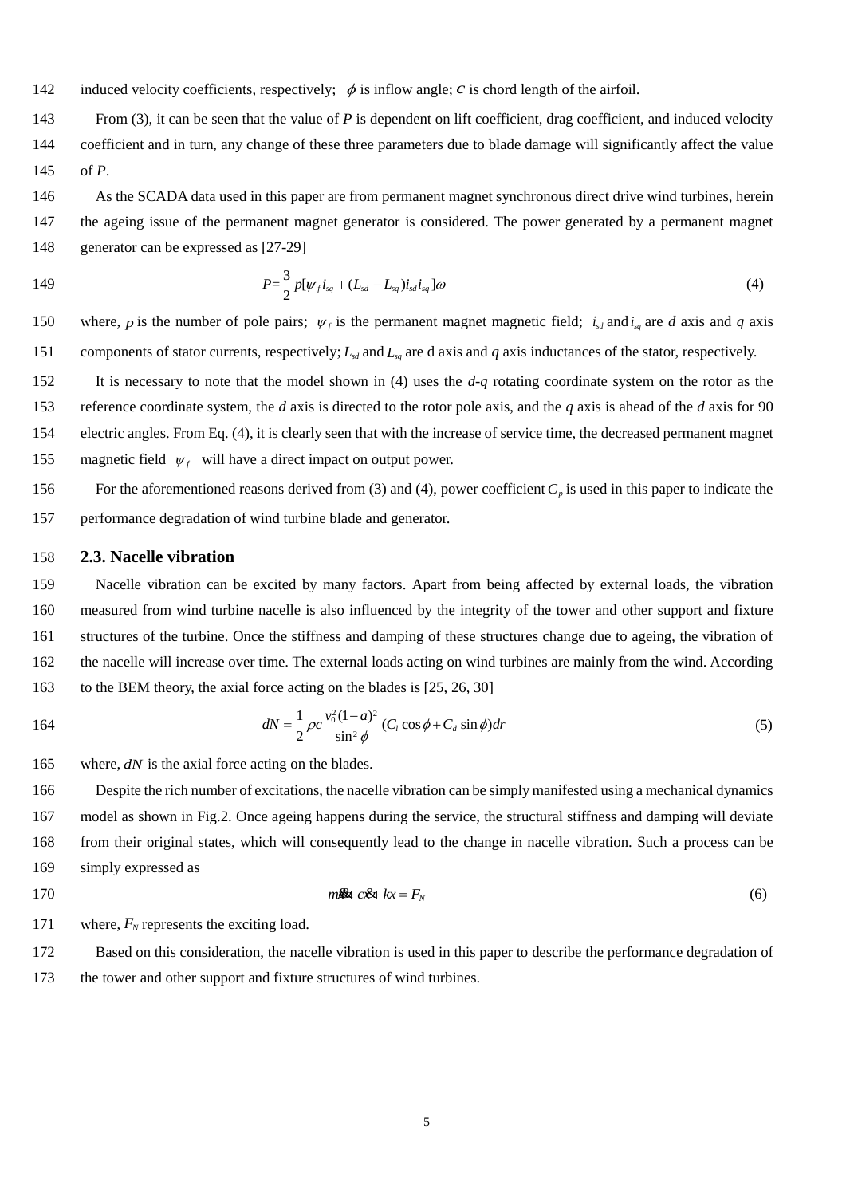induced velocity coefficients, respectively; $\phi$ is inflow angle; $c$ is chord length of the airfoil.

From (3), it can be seen that the value of $P$ is dependent on lift coefficient, drag coefficient, and induced velocity coefficient and in turn, any change of these three parameters due to blade damage will significantly affect the value of $P$.

As the SCADA data used in this paper are from permanent magnet synchronous direct drive wind turbines, herein the ageing issue of the permanent magnet generator is considered. The power generated by a permanent magnet generator can be expressed as [27-29]

$$P=\frac{3}{2}p[\psi_f i_{sq}+(L_{sd}-L_{sq})i_{sd}i_{sq}]\omega \tag{4}$$

where, $p$ is the number of pole pairs; $\psi_f$ is the permanent magnet magnetic field; $i_{sd}$ and $i_{sq}$ are $d$ axis and $q$ axis components of stator currents, respectively; $L_{sd}$ and $L_{sq}$ are d axis and $q$ axis inductances of the stator, respectively.

It is necessary to note that the model shown in (4) uses the $d$-$q$ rotating coordinate system on the rotor as the reference coordinate system, the $d$ axis is directed to the rotor pole axis, and the $q$ axis is ahead of the $d$ axis for 90 electric angles. From Eq. (4), it is clearly seen that with the increase of service time, the decreased permanent magnet magnetic field $\psi_f$ will have a direct impact on output power.

For the aforementioned reasons derived from (3) and (4), power coefficient $C_p$ is used in this paper to indicate the performance degradation of wind turbine blade and generator.

## 2.3. Nacelle vibration

Nacelle vibration can be excited by many factors. Apart from being affected by external loads, the vibration measured from wind turbine nacelle is also influenced by the integrity of the tower and other support and fixture structures of the turbine. Once the stiffness and damping of these structures change due to ageing, the vibration of the nacelle will increase over time. The external loads acting on wind turbines are mainly from the wind. According to the BEM theory, the axial force acting on the blades is [25, 26, 30]

$$dN=\frac{1}{2}\rho c\frac{v_0^2(1-a)^2}{\sin^2\phi}(C_l\cos\phi+C_d\sin\phi)dr \tag{5}$$

where, $dN$ is the axial force acting on the blades.

Despite the rich number of excitations, the nacelle vibration can be simply manifested using a mechanical dynamics model as shown in Fig.2. Once ageing happens during the service, the structural stiffness and damping will deviate from their original states, which will consequently lead to the change in nacelle vibration. Such a process can be simply expressed as

$$m\ddot{x}+c\dot{x}+kx=F_N \tag{6}$$

where, $F_N$ represents the exciting load.

Based on this consideration, the nacelle vibration is used in this paper to describe the performance degradation of the tower and other support and fixture structures of wind turbines.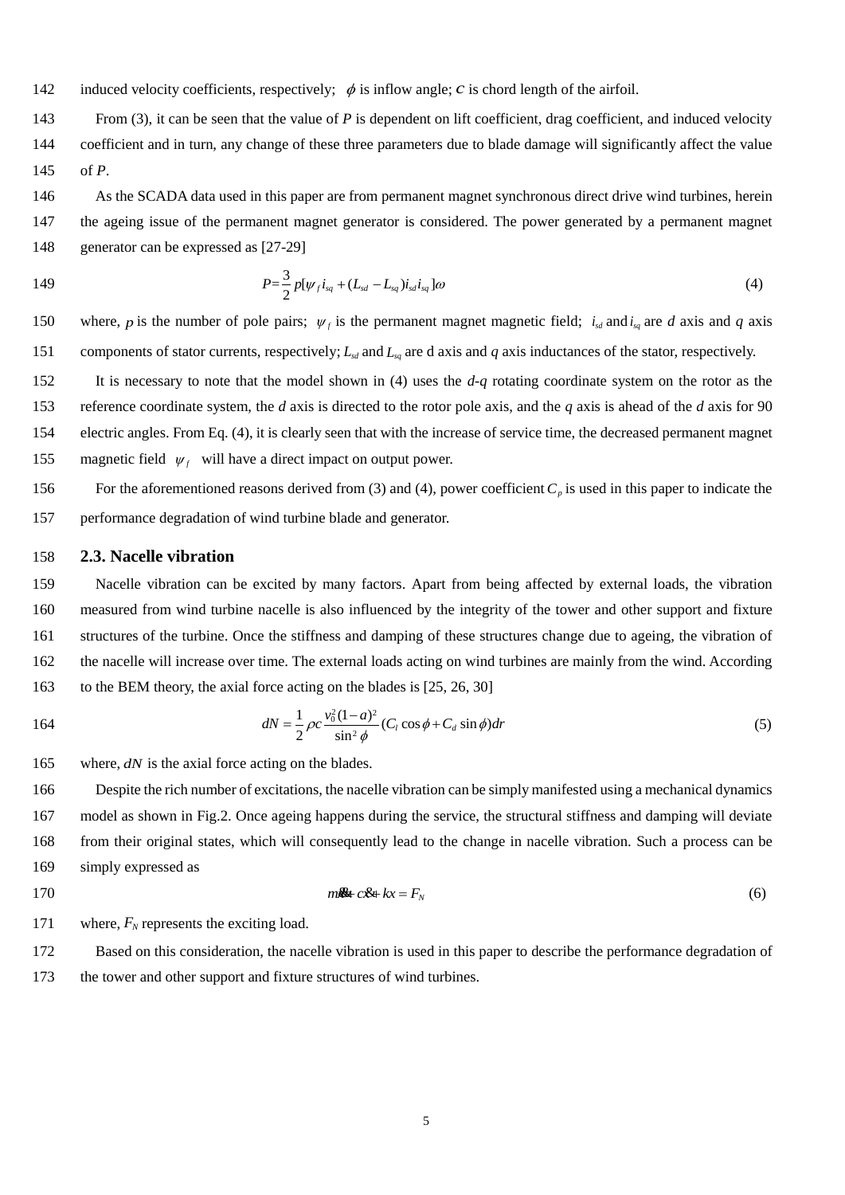induced velocity coefficients, respectively; $\phi$ is inflow angle; $c$ is chord length of the airfoil.

From (3), it can be seen that the value of $P$ is dependent on lift coefficient, drag coefficient, and induced velocity coefficient and in turn, any change of these three parameters due to blade damage will significantly affect the value of $P$.

As the SCADA data used in this paper are from permanent magnet synchronous direct drive wind turbines, herein the ageing issue of the permanent magnet generator is considered. The power generated by a permanent magnet generator can be expressed as [27-29]

$$P=\frac{3}{2}p[\psi_f i_{sq}+(L_{sd}-L_{sq})i_{sd}i_{sq}]\omega \tag{4}$$

where, $p$ is the number of pole pairs; $\psi_f$ is the permanent magnet magnetic field; $i_{sd}$ and $i_{sq}$ are $d$ axis and $q$ axis components of stator currents, respectively; $L_{sd}$ and $L_{sq}$ are d axis and $q$ axis inductances of the stator, respectively.

It is necessary to note that the model shown in (4) uses the $d$-$q$ rotating coordinate system on the rotor as the reference coordinate system, the $d$ axis is directed to the rotor pole axis, and the $q$ axis is ahead of the $d$ axis for 90 electric angles. From Eq. (4), it is clearly seen that with the increase of service time, the decreased permanent magnet magnetic field $\psi_f$ will have a direct impact on output power.

For the aforementioned reasons derived from (3) and (4), power coefficient $C_p$ is used in this paper to indicate the performance degradation of wind turbine blade and generator.

### 2.3. Nacelle vibration

Nacelle vibration can be excited by many factors. Apart from being affected by external loads, the vibration measured from wind turbine nacelle is also influenced by the integrity of the tower and other support and fixture structures of the turbine. Once the stiffness and damping of these structures change due to ageing, the vibration of the nacelle will increase over time. The external loads acting on wind turbines are mainly from the wind. According to the BEM theory, the axial force acting on the blades is [25, 26, 30]

$$dN=\frac{1}{2}\rho c\frac{v_0^2(1-a)^2}{\sin^2\phi}(C_l\cos\phi+C_d\sin\phi)dr \tag{5}$$

where, $dN$ is the axial force acting on the blades.

Despite the rich number of excitations, the nacelle vibration can be simply manifested using a mechanical dynamics model as shown in Fig.2. Once ageing happens during the service, the structural stiffness and damping will deviate from their original states, which will consequently lead to the change in nacelle vibration. Such a process can be simply expressed as

$$m\ddot{x}+c\dot{x}+kx=F_N \tag{6}$$

where, $F_N$ represents the exciting load.

Based on this consideration, the nacelle vibration is used in this paper to describe the performance degradation of the tower and other support and fixture structures of wind turbines.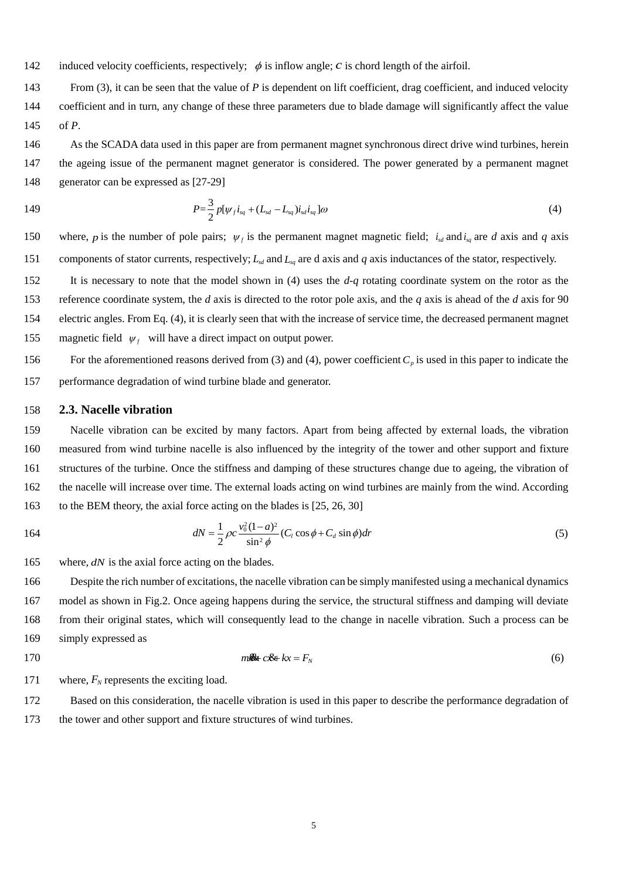induced velocity coefficients, respectively; $\phi$ is inflow angle; $c$ is chord length of the airfoil.

From (3), it can be seen that the value of $P$ is dependent on lift coefficient, drag coefficient, and induced velocity coefficient and in turn, any change of these three parameters due to blade damage will significantly affect the value of $P$.

As the SCADA data used in this paper are from permanent magnet synchronous direct drive wind turbines, herein the ageing issue of the permanent magnet generator is considered. The power generated by a permanent magnet generator can be expressed as [27-29]

$$P=\frac{3}{2}p[\psi_f i_{sq}+(L_{sd}-L_{sq})i_{sd}i_{sq}]\omega \tag{4}$$

where, $p$ is the number of pole pairs; $\psi_f$ is the permanent magnet magnetic field; $i_{sd}$ and $i_{sq}$ are $d$ axis and $q$ axis components of stator currents, respectively; $L_{sd}$ and $L_{sq}$ are d axis and $q$ axis inductances of the stator, respectively.

It is necessary to note that the model shown in (4) uses the $d$-$q$ rotating coordinate system on the rotor as the reference coordinate system, the $d$ axis is directed to the rotor pole axis, and the $q$ axis is ahead of the $d$ axis for 90 electric angles. From Eq. (4), it is clearly seen that with the increase of service time, the decreased permanent magnet magnetic field $\psi_f$ will have a direct impact on output power.

For the aforementioned reasons derived from (3) and (4), power coefficient $C_p$ is used in this paper to indicate the performance degradation of wind turbine blade and generator.

## 2.3. Nacelle vibration

Nacelle vibration can be excited by many factors. Apart from being affected by external loads, the vibration measured from wind turbine nacelle is also influenced by the integrity of the tower and other support and fixture structures of the turbine. Once the stiffness and damping of these structures change due to ageing, the vibration of the nacelle will increase over time. The external loads acting on wind turbines are mainly from the wind. According to the BEM theory, the axial force acting on the blades is [25, 26, 30]

$$dN=\frac{1}{2}\rho c\frac{v_0^2(1-a)^2}{\sin^2\phi}(C_l\cos\phi+C_d\sin\phi)dr \tag{5}$$

where, $dN$ is the axial force acting on the blades.

Despite the rich number of excitations, the nacelle vibration can be simply manifested using a mechanical dynamics model as shown in Fig.2. Once ageing happens during the service, the structural stiffness and damping will deviate from their original states, which will consequently lead to the change in nacelle vibration. Such a process can be simply expressed as

$$m\ddot{x}+c\dot{x}+kx=F_N \tag{6}$$

where, $F_N$ represents the exciting load.

Based on this consideration, the nacelle vibration is used in this paper to describe the performance degradation of the tower and other support and fixture structures of wind turbines.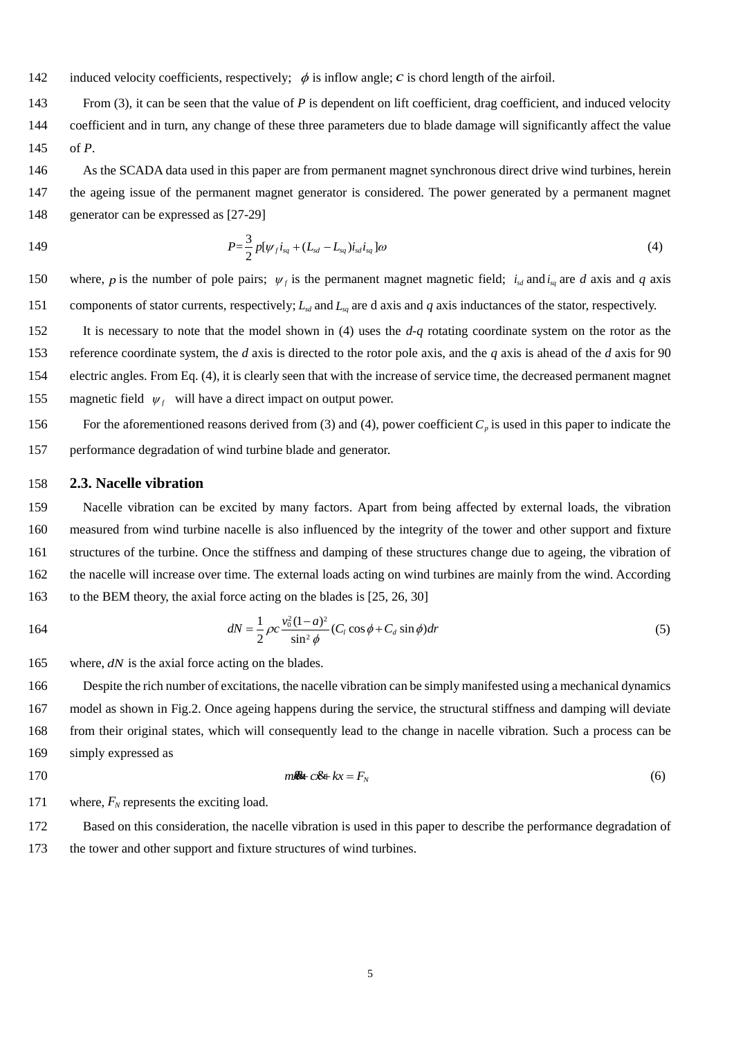induced velocity coefficients, respectively; $\phi$ is inflow angle; $c$ is chord length of the airfoil.

From (3), it can be seen that the value of $P$ is dependent on lift coefficient, drag coefficient, and induced velocity coefficient and in turn, any change of these three parameters due to blade damage will significantly affect the value of $P$.

As the SCADA data used in this paper are from permanent magnet synchronous direct drive wind turbines, herein the ageing issue of the permanent magnet generator is considered. The power generated by a permanent magnet generator can be expressed as [27-29]

$$P=\frac{3}{2}p[\psi_f i_{sq}+(L_{sd}-L_{sq})i_{sd}i_{sq}]\omega \tag{4}$$

where, $p$ is the number of pole pairs; $\psi_f$ is the permanent magnet magnetic field; $i_{sd}$ and $i_{sq}$ are $d$ axis and $q$ axis components of stator currents, respectively; $L_{sd}$ and $L_{sq}$ are d axis and $q$ axis inductances of the stator, respectively.

It is necessary to note that the model shown in (4) uses the $d$-$q$ rotating coordinate system on the rotor as the reference coordinate system, the $d$ axis is directed to the rotor pole axis, and the $q$ axis is ahead of the $d$ axis for 90 electric angles. From Eq. (4), it is clearly seen that with the increase of service time, the decreased permanent magnet magnetic field $\psi_f$ will have a direct impact on output power.

For the aforementioned reasons derived from (3) and (4), power coefficient $C_p$ is used in this paper to indicate the performance degradation of wind turbine blade and generator.

### 2.3. Nacelle vibration

Nacelle vibration can be excited by many factors. Apart from being affected by external loads, the vibration measured from wind turbine nacelle is also influenced by the integrity of the tower and other support and fixture structures of the turbine. Once the stiffness and damping of these structures change due to ageing, the vibration of the nacelle will increase over time. The external loads acting on wind turbines are mainly from the wind. According to the BEM theory, the axial force acting on the blades is [25, 26, 30]

$$dN=\frac{1}{2}\rho c\frac{v_0^2(1-a)^2}{\sin^2\phi}(C_l\cos\phi+C_d\sin\phi)dr \tag{5}$$

where, $dN$ is the axial force acting on the blades.

Despite the rich number of excitations, the nacelle vibration can be simply manifested using a mechanical dynamics model as shown in Fig.2. Once ageing happens during the service, the structural stiffness and damping will deviate from their original states, which will consequently lead to the change in nacelle vibration. Such a process can be simply expressed as

$$m\ddot{x}+c\dot{x}+kx=F_N \tag{6}$$

where, $F_N$ represents the exciting load.

Based on this consideration, the nacelle vibration is used in this paper to describe the performance degradation of the tower and other support and fixture structures of wind turbines.